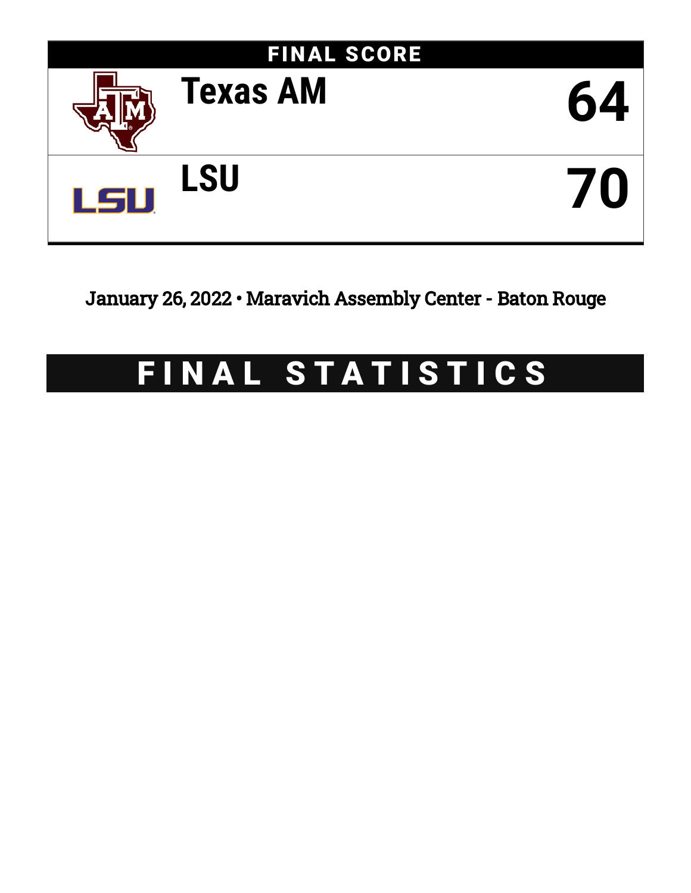## FINAL SCORE

| Team | Score |
| --- | --- |
| Texas AM | 64 |
| LSU | 70 |

January 26, 2022 • Maravich Assembly Center - Baton Rouge

# FINAL STATISTICS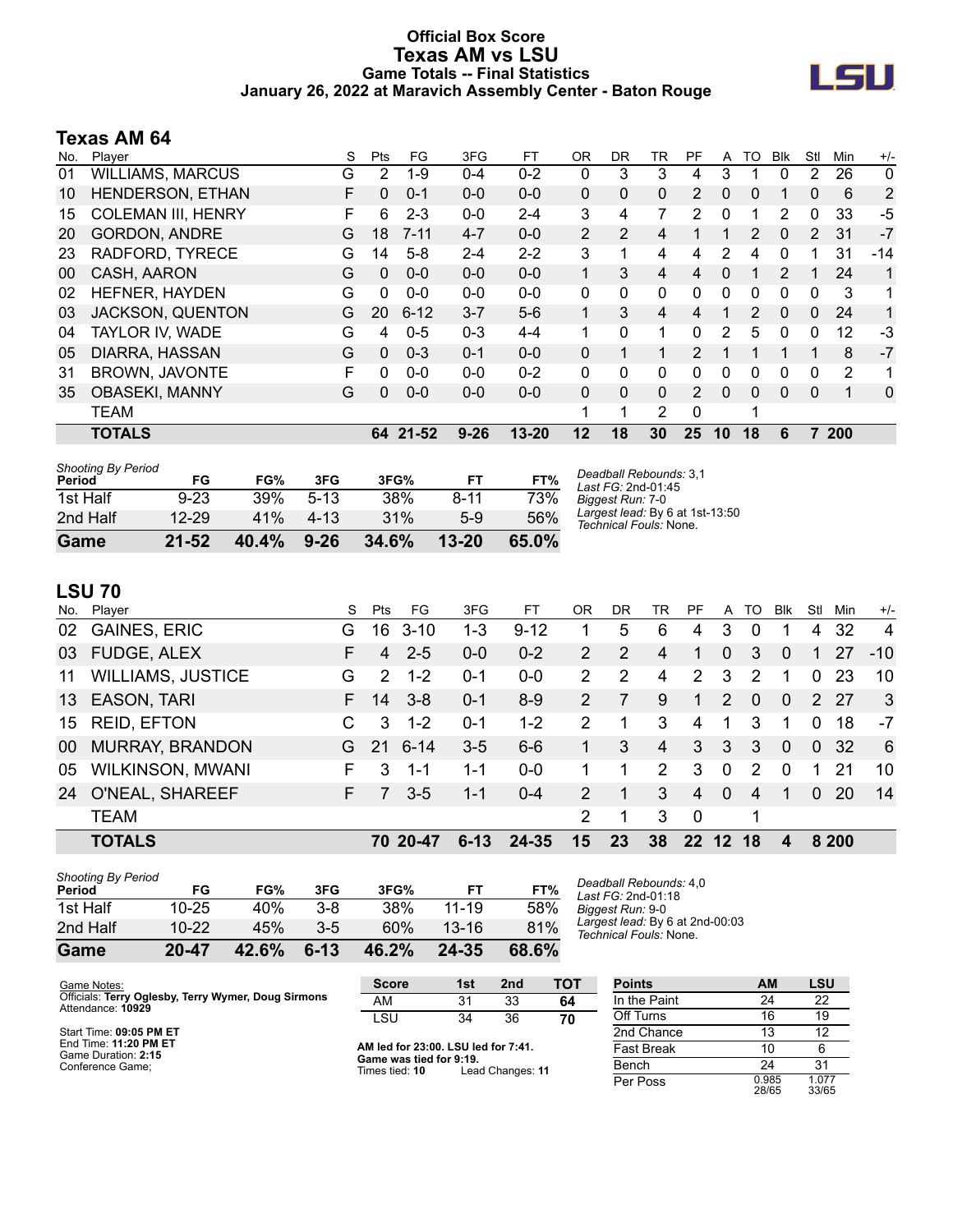# Official Box Score
# Texas AM vs LSU
## Game Totals -- Final Statistics
## January 26, 2022 at Maravich Assembly Center - Baton Rouge

## Texas AM 64

| No. | Player | S | Pts | FG | 3FG | FT | OR | DR | TR | PF | A | TO | Blk | Stl | Min | +/- |
|---|---|---|---|---|---|---|---|---|---|---|---|---|---|---|---|---|
| 01 | WILLIAMS, MARCUS | G | 2 | 1-9 | 0-4 | 0-2 | 0 | 3 | 3 | 4 | 3 | 1 | 0 | 2 | 26 | 0 |
| 10 | HENDERSON, ETHAN | F | 0 | 0-1 | 0-0 | 0-0 | 0 | 0 | 0 | 2 | 0 | 0 | 1 | 0 | 6 | 2 |
| 15 | COLEMAN III, HENRY | F | 6 | 2-3 | 0-0 | 2-4 | 3 | 4 | 7 | 2 | 0 | 1 | 2 | 0 | 33 | -5 |
| 20 | GORDON, ANDRE | G | 18 | 7-11 | 4-7 | 0-0 | 2 | 2 | 4 | 1 | 1 | 2 | 0 | 2 | 31 | -7 |
| 23 | RADFORD, TYRECE | G | 14 | 5-8 | 2-4 | 2-2 | 3 | 1 | 4 | 4 | 2 | 4 | 0 | 1 | 31 | -14 |
| 00 | CASH, AARON | G | 0 | 0-0 | 0-0 | 0-0 | 1 | 3 | 4 | 4 | 0 | 1 | 2 | 1 | 24 | 1 |
| 02 | HEFNER, HAYDEN | G | 0 | 0-0 | 0-0 | 0-0 | 0 | 0 | 0 | 0 | 0 | 0 | 0 | 0 | 3 | 1 |
| 03 | JACKSON, QUENTON | G | 20 | 6-12 | 3-7 | 5-6 | 1 | 3 | 4 | 4 | 1 | 2 | 0 | 0 | 24 | 1 |
| 04 | TAYLOR IV, WADE | G | 4 | 0-5 | 0-3 | 4-4 | 1 | 0 | 1 | 0 | 2 | 5 | 0 | 0 | 12 | -3 |
| 05 | DIARRA, HASSAN | G | 0 | 0-3 | 0-1 | 0-0 | 0 | 1 | 1 | 2 | 1 | 1 | 1 | 1 | 8 | -7 |
| 31 | BROWN, JAVONTE | F | 0 | 0-0 | 0-0 | 0-2 | 0 | 0 | 0 | 0 | 0 | 0 | 0 | 0 | 2 | 1 |
| 35 | OBASEKI, MANNY | G | 0 | 0-0 | 0-0 | 0-0 | 0 | 0 | 0 | 2 | 0 | 0 | 0 | 0 | 1 | 0 |
| | TEAM | | | | | | 1 | 1 | 2 | 0 | | 1 | | | | |
| | **TOTALS** | | **64** | **21-52** | **9-26** | **13-20** | **12** | **18** | **30** | **25** | **10** | **18** | **6** | **7** | **200** | |

*Shooting By Period*

| Period | FG | FG% | 3FG | 3FG% | FT | FT% |
|---|---|---|---|---|---|---|
| 1st Half | 9-23 | 39% | 5-13 | 38% | 8-11 | 73% |
| 2nd Half | 12-29 | 41% | 4-13 | 31% | 5-9 | 56% |
| **Game** | **21-52** | **40.4%** | **9-26** | **34.6%** | **13-20** | **65.0%** |

*Deadball Rebounds:* 3,1
*Last FG:* 2nd-01:45
*Biggest Run:* 7-0
*Largest lead:* By 6 at 1st-13:50
*Technical Fouls:* None.

## LSU 70

| No. | Player | S | Pts | FG | 3FG | FT | OR | DR | TR | PF | A | TO | Blk | Stl | Min | +/- |
|---|---|---|---|---|---|---|---|---|---|---|---|---|---|---|---|---|
| 02 | GAINES, ERIC | G | 16 | 3-10 | 1-3 | 9-12 | 1 | 5 | 6 | 4 | 3 | 0 | 1 | 4 | 32 | 4 |
| 03 | FUDGE, ALEX | F | 4 | 2-5 | 0-0 | 0-2 | 2 | 2 | 4 | 1 | 0 | 3 | 0 | 1 | 27 | -10 |
| 11 | WILLIAMS, JUSTICE | G | 2 | 1-2 | 0-1 | 0-0 | 2 | 2 | 4 | 2 | 3 | 2 | 1 | 0 | 23 | 10 |
| 13 | EASON, TARI | F | 14 | 3-8 | 0-1 | 8-9 | 2 | 7 | 9 | 1 | 2 | 0 | 0 | 2 | 27 | 3 |
| 15 | REID, EFTON | C | 3 | 1-2 | 0-1 | 1-2 | 2 | 1 | 3 | 4 | 1 | 3 | 1 | 0 | 18 | -7 |
| 00 | MURRAY, BRANDON | G | 21 | 6-14 | 3-5 | 6-6 | 1 | 3 | 4 | 3 | 3 | 3 | 0 | 0 | 32 | 6 |
| 05 | WILKINSON, MWANI | F | 3 | 1-1 | 1-1 | 0-0 | 1 | 1 | 2 | 3 | 0 | 2 | 0 | 1 | 21 | 10 |
| 24 | O'NEAL, SHAREEF | F | 7 | 3-5 | 1-1 | 0-4 | 2 | 1 | 3 | 4 | 0 | 4 | 1 | 0 | 20 | 14 |
| | TEAM | | | | | | 2 | 1 | 3 | 0 | | 1 | | | | |
| | **TOTALS** | | **70** | **20-47** | **6-13** | **24-35** | **15** | **23** | **38** | **22** | **12** | **18** | **4** | **8** | **200** | |

*Shooting By Period*

| Period | FG | FG% | 3FG | 3FG% | FT | FT% |
|---|---|---|---|---|---|---|
| 1st Half | 10-25 | 40% | 3-8 | 38% | 11-19 | 58% |
| 2nd Half | 10-22 | 45% | 3-5 | 60% | 13-16 | 81% |
| **Game** | **20-47** | **42.6%** | **6-13** | **46.2%** | **24-35** | **68.6%** |

*Deadball Rebounds:* 4,0
*Last FG:* 2nd-01:18
*Biggest Run:* 9-0
*Largest lead:* By 6 at 2nd-00:03
*Technical Fouls:* None.

Game Notes:
Officials: **Terry Oglesby, Terry Wymer, Doug Sirmons**
Attendance: **10929**

Start Time: **09:05 PM ET**
End Time: **11:20 PM ET**
Game Duration: **2:15**
Conference Game;

| Score | 1st | 2nd | TOT |
|---|---|---|---|
| AM | 31 | 33 | **64** |
| LSU | 34 | 36 | **70** |

**AM led for 23:00. LSU led for 7:41.**
**Game was tied for 9:19.**
Times tied: **10** Lead Changes: **11**

| Points | AM | LSU |
|---|---|---|
| In the Paint | 24 | 22 |
| Off Turns | 16 | 19 |
| 2nd Chance | 13 | 12 |
| Fast Break | 10 | 6 |
| Bench | 24 | 31 |
| Per Poss | 0.985 28/65 | 1.077 33/65 |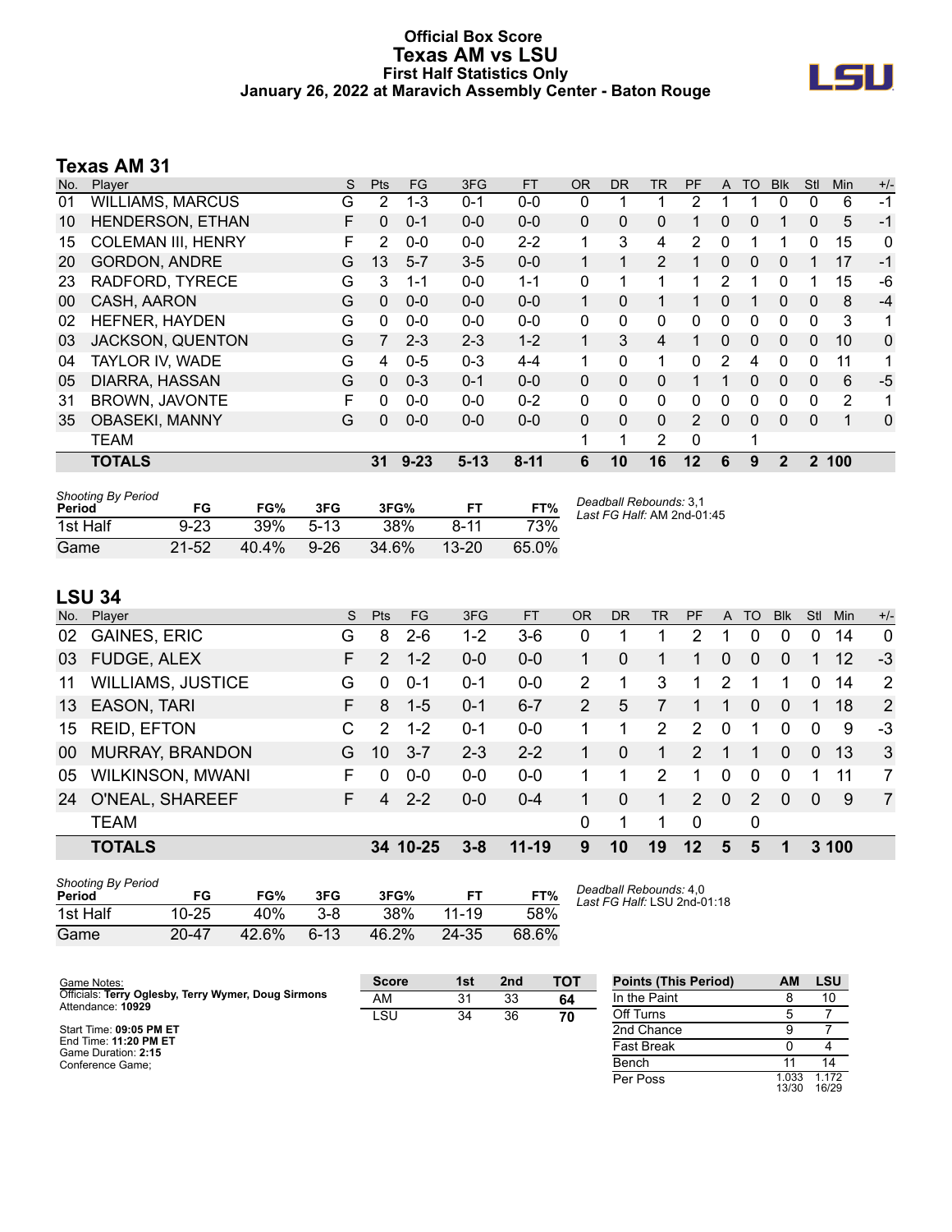# Official Box Score
## Texas AM vs LSU
### First Half Statistics Only
### January 26, 2022 at Maravich Assembly Center - Baton Rouge

## Texas AM 31

| No. | Player | S | Pts | FG | 3FG | FT | OR | DR | TR | PF | A | TO | Blk | Stl | Min | +/- |
|---|---|---|---|---|---|---|---|---|---|---|---|---|---|---|---|---|
| 01 | WILLIAMS, MARCUS | G | 2 | 1-3 | 0-1 | 0-0 | 0 | 1 | 1 | 2 | 1 | 1 | 0 | 0 | 6 | -1 |
| 10 | HENDERSON, ETHAN | F | 0 | 0-1 | 0-0 | 0-0 | 0 | 0 | 0 | 1 | 0 | 0 | 1 | 0 | 5 | -1 |
| 15 | COLEMAN III, HENRY | F | 2 | 0-0 | 0-0 | 2-2 | 1 | 3 | 4 | 2 | 0 | 1 | 1 | 0 | 15 | 0 |
| 20 | GORDON, ANDRE | G | 13 | 5-7 | 3-5 | 0-0 | 1 | 1 | 2 | 1 | 0 | 0 | 0 | 1 | 17 | -1 |
| 23 | RADFORD, TYRECE | G | 3 | 1-1 | 0-0 | 1-1 | 0 | 1 | 1 | 1 | 2 | 1 | 0 | 1 | 15 | -6 |
| 00 | CASH, AARON | G | 0 | 0-0 | 0-0 | 0-0 | 1 | 0 | 1 | 1 | 0 | 1 | 0 | 0 | 8 | -4 |
| 02 | HEFNER, HAYDEN | G | 0 | 0-0 | 0-0 | 0-0 | 0 | 0 | 0 | 0 | 0 | 0 | 0 | 0 | 3 | 1 |
| 03 | JACKSON, QUENTON | G | 7 | 2-3 | 2-3 | 1-2 | 1 | 3 | 4 | 1 | 0 | 0 | 0 | 0 | 10 | 0 |
| 04 | TAYLOR IV, WADE | G | 4 | 0-5 | 0-3 | 4-4 | 1 | 0 | 1 | 0 | 2 | 4 | 0 | 0 | 11 | 1 |
| 05 | DIARRA, HASSAN | G | 0 | 0-3 | 0-1 | 0-0 | 0 | 0 | 0 | 1 | 1 | 0 | 0 | 0 | 6 | -5 |
| 31 | BROWN, JAVONTE | F | 0 | 0-0 | 0-0 | 0-2 | 0 | 0 | 0 | 0 | 0 | 0 | 0 | 0 | 2 | 1 |
| 35 | OBASEKI, MANNY | G | 0 | 0-0 | 0-0 | 0-0 | 0 | 0 | 0 | 2 | 0 | 0 | 0 | 0 | 1 | 0 |
| | TEAM | | | | | | 1 | 1 | 2 | 0 | | 1 | | | | |
| | **TOTALS** | | **31** | **9-23** | **5-13** | **8-11** | **6** | **10** | **16** | **12** | **6** | **9** | **2** | **2** | **100** | |

*Shooting By Period*

| Period | FG | FG% | 3FG | 3FG% | FT | FT% |
|---|---|---|---|---|---|---|
| 1st Half | 9-23 | 39% | 5-13 | 38% | 8-11 | 73% |
| Game | 21-52 | 40.4% | 9-26 | 34.6% | 13-20 | 65.0% |

*Deadball Rebounds:* 3,1
*Last FG Half:* AM 2nd-01:45

## LSU 34

| No. | Player | S | Pts | FG | 3FG | FT | OR | DR | TR | PF | A | TO | Blk | Stl | Min | +/- |
|---|---|---|---|---|---|---|---|---|---|---|---|---|---|---|---|---|
| 02 | GAINES, ERIC | G | 8 | 2-6 | 1-2 | 3-6 | 0 | 1 | 1 | 2 | 1 | 0 | 0 | 0 | 14 | 0 |
| 03 | FUDGE, ALEX | F | 2 | 1-2 | 0-0 | 0-0 | 1 | 0 | 1 | 1 | 0 | 0 | 0 | 1 | 12 | -3 |
| 11 | WILLIAMS, JUSTICE | G | 0 | 0-1 | 0-1 | 0-0 | 2 | 1 | 3 | 1 | 2 | 1 | 1 | 0 | 14 | 2 |
| 13 | EASON, TARI | F | 8 | 1-5 | 0-1 | 6-7 | 2 | 5 | 7 | 1 | 1 | 0 | 0 | 1 | 18 | 2 |
| 15 | REID, EFTON | C | 2 | 1-2 | 0-1 | 0-0 | 1 | 1 | 2 | 2 | 0 | 1 | 0 | 0 | 9 | -3 |
| 00 | MURRAY, BRANDON | G | 10 | 3-7 | 2-3 | 2-2 | 1 | 0 | 1 | 2 | 1 | 1 | 0 | 0 | 13 | 3 |
| 05 | WILKINSON, MWANI | F | 0 | 0-0 | 0-0 | 0-0 | 1 | 1 | 2 | 1 | 0 | 0 | 0 | 1 | 11 | 7 |
| 24 | O'NEAL, SHAREEF | F | 4 | 2-2 | 0-0 | 0-4 | 1 | 0 | 1 | 2 | 0 | 2 | 0 | 0 | 9 | 7 |
| | TEAM | | | | | | 0 | 1 | 1 | 0 | | 0 | | | | |
| | **TOTALS** | | **34** | **10-25** | **3-8** | **11-19** | **9** | **10** | **19** | **12** | **5** | **5** | **1** | **3** | **100** | |

*Shooting By Period*

| Period | FG | FG% | 3FG | 3FG% | FT | FT% |
|---|---|---|---|---|---|---|
| 1st Half | 10-25 | 40% | 3-8 | 38% | 11-19 | 58% |
| Game | 20-47 | 42.6% | 6-13 | 46.2% | 24-35 | 68.6% |

*Deadball Rebounds:* 4,0
*Last FG Half:* LSU 2nd-01:18

Game Notes:
Officials: **Terry Oglesby, Terry Wymer, Doug Sirmons**
Attendance: **10929**

Start Time: **09:05 PM ET**
End Time: **11:20 PM ET**
Game Duration: **2:15**
Conference Game;

| Score | 1st | 2nd | TOT |
|---|---|---|---|
| AM | 31 | 33 | **64** |
| LSU | 34 | 36 | **70** |

| Points (This Period) | AM | LSU |
|---|---|---|
| In the Paint | 8 | 10 |
| Off Turns | 5 | 7 |
| 2nd Chance | 9 | 7 |
| Fast Break | 0 | 4 |
| Bench | 11 | 14 |
| Per Poss | 1.033 13/30 | 1.172 16/29 |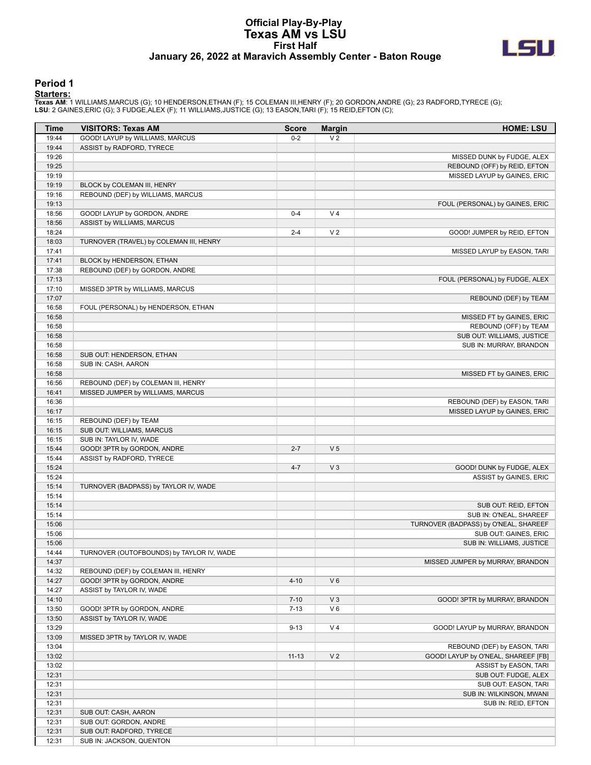# Official Play-By-Play
# Texas AM vs LSU
## First Half
## January 26, 2022 at Maravich Assembly Center - Baton Rouge

### Period 1

**Starters:**

**Texas AM**: 1 WILLIAMS,MARCUS (G); 10 HENDERSON,ETHAN (F); 15 COLEMAN III,HENRY (F); 20 GORDON,ANDRE (G); 23 RADFORD,TYRECE (G);
**LSU**: 2 GAINES,ERIC (G); 3 FUDGE,ALEX (F); 11 WILLIAMS,JUSTICE (G); 13 EASON,TARI (F); 15 REID,EFTON (C);

| Time | VISITORS: Texas AM | Score | Margin | HOME: LSU |
|---|---|---|---|---|
| 19:44 | GOOD! LAYUP by WILLIAMS, MARCUS | 0-2 | V 2 | |
| 19:44 | ASSIST by RADFORD, TYRECE | | | |
| 19:26 | | | | MISSED DUNK by FUDGE, ALEX |
| 19:25 | | | | REBOUND (OFF) by REID, EFTON |
| 19:19 | | | | MISSED LAYUP by GAINES, ERIC |
| 19:19 | BLOCK by COLEMAN III, HENRY | | | |
| 19:16 | REBOUND (DEF) by WILLIAMS, MARCUS | | | |
| 19:13 | | | | FOUL (PERSONAL) by GAINES, ERIC |
| 18:56 | GOOD! LAYUP by GORDON, ANDRE | 0-4 | V 4 | |
| 18:56 | ASSIST by WILLIAMS, MARCUS | | | |
| 18:24 | | 2-4 | V 2 | GOOD! JUMPER by REID, EFTON |
| 18:03 | TURNOVER (TRAVEL) by COLEMAN III, HENRY | | | |
| 17:41 | | | | MISSED LAYUP by EASON, TARI |
| 17:41 | BLOCK by HENDERSON, ETHAN | | | |
| 17:38 | REBOUND (DEF) by GORDON, ANDRE | | | |
| 17:13 | | | | FOUL (PERSONAL) by FUDGE, ALEX |
| 17:10 | MISSED 3PTR by WILLIAMS, MARCUS | | | |
| 17:07 | | | | REBOUND (DEF) by TEAM |
| 16:58 | FOUL (PERSONAL) by HENDERSON, ETHAN | | | |
| 16:58 | | | | MISSED FT by GAINES, ERIC |
| 16:58 | | | | REBOUND (OFF) by TEAM |
| 16:58 | | | | SUB OUT: WILLIAMS, JUSTICE |
| 16:58 | | | | SUB IN: MURRAY, BRANDON |
| 16:58 | SUB OUT: HENDERSON, ETHAN | | | |
| 16:58 | SUB IN: CASH, AARON | | | |
| 16:58 | | | | MISSED FT by GAINES, ERIC |
| 16:56 | REBOUND (DEF) by COLEMAN III, HENRY | | | |
| 16:41 | MISSED JUMPER by WILLIAMS, MARCUS | | | |
| 16:36 | | | | REBOUND (DEF) by EASON, TARI |
| 16:17 | | | | MISSED LAYUP by GAINES, ERIC |
| 16:15 | REBOUND (DEF) by TEAM | | | |
| 16:15 | SUB OUT: WILLIAMS, MARCUS | | | |
| 16:15 | SUB IN: TAYLOR IV, WADE | | | |
| 15:44 | GOOD! 3PTR by GORDON, ANDRE | 2-7 | V 5 | |
| 15:44 | ASSIST by RADFORD, TYRECE | | | |
| 15:24 | | 4-7 | V 3 | GOOD! DUNK by FUDGE, ALEX |
| 15:24 | | | | ASSIST by GAINES, ERIC |
| 15:14 | TURNOVER (BADPASS) by TAYLOR IV, WADE | | | |
| 15:14 | | | | |
| 15:14 | | | | SUB OUT: REID, EFTON |
| 15:14 | | | | SUB IN: O'NEAL, SHAREEF |
| 15:06 | | | | TURNOVER (BADPASS) by O'NEAL, SHAREEF |
| 15:06 | | | | SUB OUT: GAINES, ERIC |
| 15:06 | | | | SUB IN: WILLIAMS, JUSTICE |
| 14:44 | TURNOVER (OUTOFBOUNDS) by TAYLOR IV, WADE | | | |
| 14:37 | | | | MISSED JUMPER by MURRAY, BRANDON |
| 14:32 | REBOUND (DEF) by COLEMAN III, HENRY | | | |
| 14:27 | GOOD! 3PTR by GORDON, ANDRE | 4-10 | V 6 | |
| 14:27 | ASSIST by TAYLOR IV, WADE | | | |
| 14:10 | | 7-10 | V 3 | GOOD! 3PTR by MURRAY, BRANDON |
| 13:50 | GOOD! 3PTR by GORDON, ANDRE | 7-13 | V 6 | |
| 13:50 | ASSIST by TAYLOR IV, WADE | | | |
| 13:29 | | 9-13 | V 4 | GOOD! LAYUP by MURRAY, BRANDON |
| 13:09 | MISSED 3PTR by TAYLOR IV, WADE | | | |
| 13:04 | | | | REBOUND (DEF) by EASON, TARI |
| 13:02 | | 11-13 | V 2 | GOOD! LAYUP by O'NEAL, SHAREEF [FB] |
| 13:02 | | | | ASSIST by EASON, TARI |
| 12:31 | | | | SUB OUT: FUDGE, ALEX |
| 12:31 | | | | SUB OUT: EASON, TARI |
| 12:31 | | | | SUB IN: WILKINSON, MWANI |
| 12:31 | | | | SUB IN: REID, EFTON |
| 12:31 | SUB OUT: CASH, AARON | | | |
| 12:31 | SUB OUT: GORDON, ANDRE | | | |
| 12:31 | SUB OUT: RADFORD, TYRECE | | | |
| 12:31 | SUB IN: JACKSON, QUENTON | | | |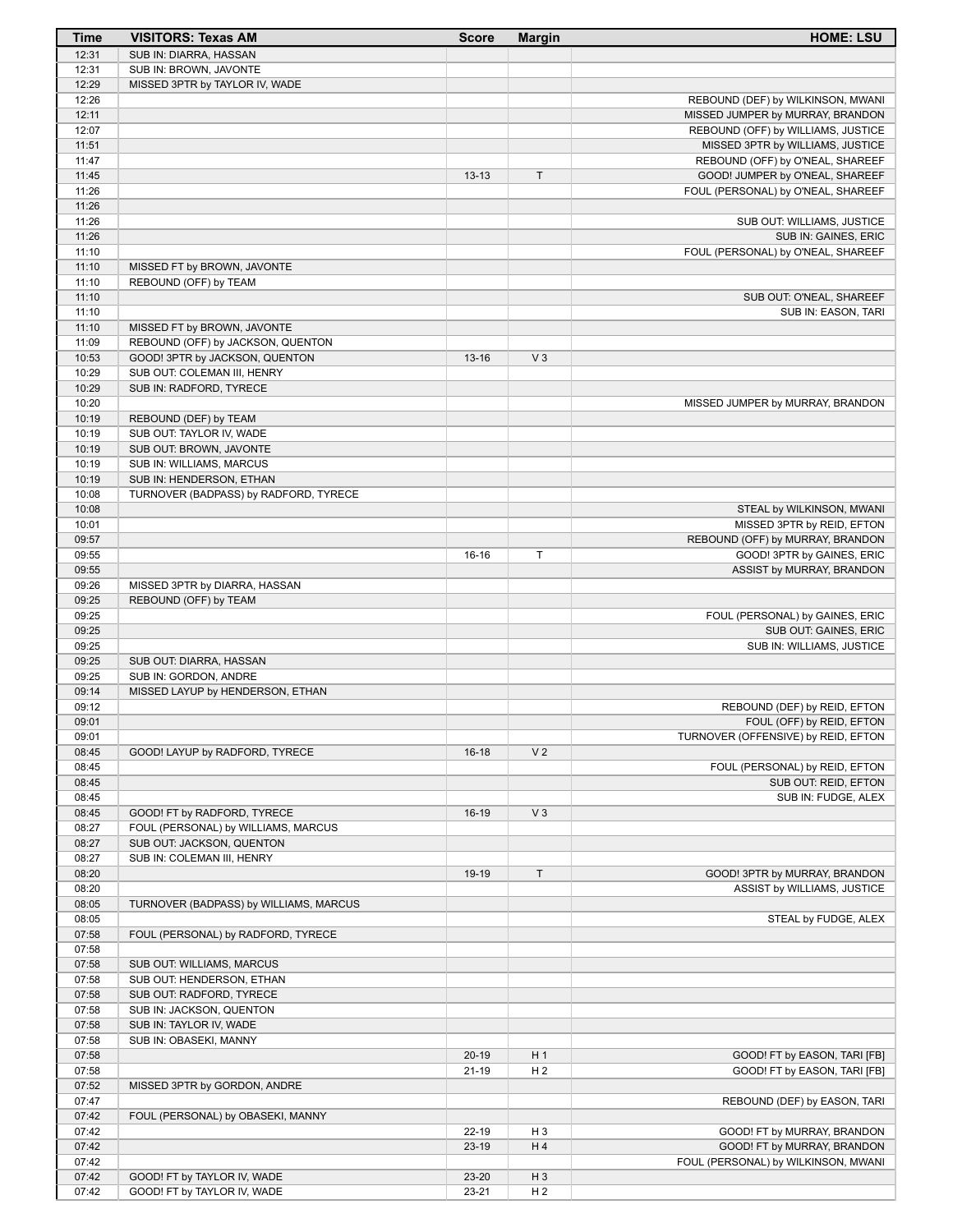| Time | VISITORS: Texas AM | Score | Margin | HOME: LSU |
|---|---|---|---|---|
| 12:31 | SUB IN: DIARRA, HASSAN | | | |
| 12:31 | SUB IN: BROWN, JAVONTE | | | |
| 12:29 | MISSED 3PTR by TAYLOR IV, WADE | | | |
| 12:26 | | | | REBOUND (DEF) by WILKINSON, MWANI |
| 12:11 | | | | MISSED JUMPER by MURRAY, BRANDON |
| 12:07 | | | | REBOUND (OFF) by WILLIAMS, JUSTICE |
| 11:51 | | | | MISSED 3PTR by WILLIAMS, JUSTICE |
| 11:47 | | | | REBOUND (OFF) by O'NEAL, SHAREEF |
| 11:45 | | 13-13 | T | GOOD! JUMPER by O'NEAL, SHAREEF |
| 11:26 | | | | FOUL (PERSONAL) by O'NEAL, SHAREEF |
| 11:26 | | | | |
| 11:26 | | | | SUB OUT: WILLIAMS, JUSTICE |
| 11:26 | | | | SUB IN: GAINES, ERIC |
| 11:10 | | | | FOUL (PERSONAL) by O'NEAL, SHAREEF |
| 11:10 | MISSED FT by BROWN, JAVONTE | | | |
| 11:10 | REBOUND (OFF) by TEAM | | | |
| 11:10 | | | | SUB OUT: O'NEAL, SHAREEF |
| 11:10 | | | | SUB IN: EASON, TARI |
| 11:10 | MISSED FT by BROWN, JAVONTE | | | |
| 11:09 | REBOUND (OFF) by JACKSON, QUENTON | | | |
| 10:53 | GOOD! 3PTR by JACKSON, QUENTON | 13-16 | V 3 | |
| 10:29 | SUB OUT: COLEMAN III, HENRY | | | |
| 10:29 | SUB IN: RADFORD, TYRECE | | | |
| 10:20 | | | | MISSED JUMPER by MURRAY, BRANDON |
| 10:19 | REBOUND (DEF) by TEAM | | | |
| 10:19 | SUB OUT: TAYLOR IV, WADE | | | |
| 10:19 | SUB OUT: BROWN, JAVONTE | | | |
| 10:19 | SUB IN: WILLIAMS, MARCUS | | | |
| 10:19 | SUB IN: HENDERSON, ETHAN | | | |
| 10:08 | TURNOVER (BADPASS) by RADFORD, TYRECE | | | |
| 10:08 | | | | STEAL by WILKINSON, MWANI |
| 10:01 | | | | MISSED 3PTR by REID, EFTON |
| 09:57 | | | | REBOUND (OFF) by MURRAY, BRANDON |
| 09:55 | | 16-16 | T | GOOD! 3PTR by GAINES, ERIC |
| 09:55 | | | | ASSIST by MURRAY, BRANDON |
| 09:26 | MISSED 3PTR by DIARRA, HASSAN | | | |
| 09:25 | REBOUND (OFF) by TEAM | | | |
| 09:25 | | | | FOUL (PERSONAL) by GAINES, ERIC |
| 09:25 | | | | SUB OUT: GAINES, ERIC |
| 09:25 | | | | SUB IN: WILLIAMS, JUSTICE |
| 09:25 | SUB OUT: DIARRA, HASSAN | | | |
| 09:25 | SUB IN: GORDON, ANDRE | | | |
| 09:14 | MISSED LAYUP by HENDERSON, ETHAN | | | |
| 09:12 | | | | REBOUND (DEF) by REID, EFTON |
| 09:01 | | | | FOUL (OFF) by REID, EFTON |
| 09:01 | | | | TURNOVER (OFFENSIVE) by REID, EFTON |
| 08:45 | GOOD! LAYUP by RADFORD, TYRECE | 16-18 | V 2 | |
| 08:45 | | | | FOUL (PERSONAL) by REID, EFTON |
| 08:45 | | | | SUB OUT: REID, EFTON |
| 08:45 | | | | SUB IN: FUDGE, ALEX |
| 08:45 | GOOD! FT by RADFORD, TYRECE | 16-19 | V 3 | |
| 08:27 | FOUL (PERSONAL) by WILLIAMS, MARCUS | | | |
| 08:27 | SUB OUT: JACKSON, QUENTON | | | |
| 08:27 | SUB IN: COLEMAN III, HENRY | | | |
| 08:20 | | 19-19 | T | GOOD! 3PTR by MURRAY, BRANDON |
| 08:20 | | | | ASSIST by WILLIAMS, JUSTICE |
| 08:05 | TURNOVER (BADPASS) by WILLIAMS, MARCUS | | | |
| 08:05 | | | | STEAL by FUDGE, ALEX |
| 07:58 | FOUL (PERSONAL) by RADFORD, TYRECE | | | |
| 07:58 | | | | |
| 07:58 | SUB OUT: WILLIAMS, MARCUS | | | |
| 07:58 | SUB OUT: HENDERSON, ETHAN | | | |
| 07:58 | SUB OUT: RADFORD, TYRECE | | | |
| 07:58 | SUB IN: JACKSON, QUENTON | | | |
| 07:58 | SUB IN: TAYLOR IV, WADE | | | |
| 07:58 | SUB IN: OBASEKI, MANNY | | | |
| 07:58 | | 20-19 | H 1 | GOOD! FT by EASON, TARI [FB] |
| 07:58 | | 21-19 | H 2 | GOOD! FT by EASON, TARI [FB] |
| 07:52 | MISSED 3PTR by GORDON, ANDRE | | | |
| 07:47 | | | | REBOUND (DEF) by EASON, TARI |
| 07:42 | FOUL (PERSONAL) by OBASEKI, MANNY | | | |
| 07:42 | | 22-19 | H 3 | GOOD! FT by MURRAY, BRANDON |
| 07:42 | | 23-19 | H 4 | GOOD! FT by MURRAY, BRANDON |
| 07:42 | | | | FOUL (PERSONAL) by WILKINSON, MWANI |
| 07:42 | GOOD! FT by TAYLOR IV, WADE | 23-20 | H 3 | |
| 07:42 | GOOD! FT by TAYLOR IV, WADE | 23-21 | H 2 | |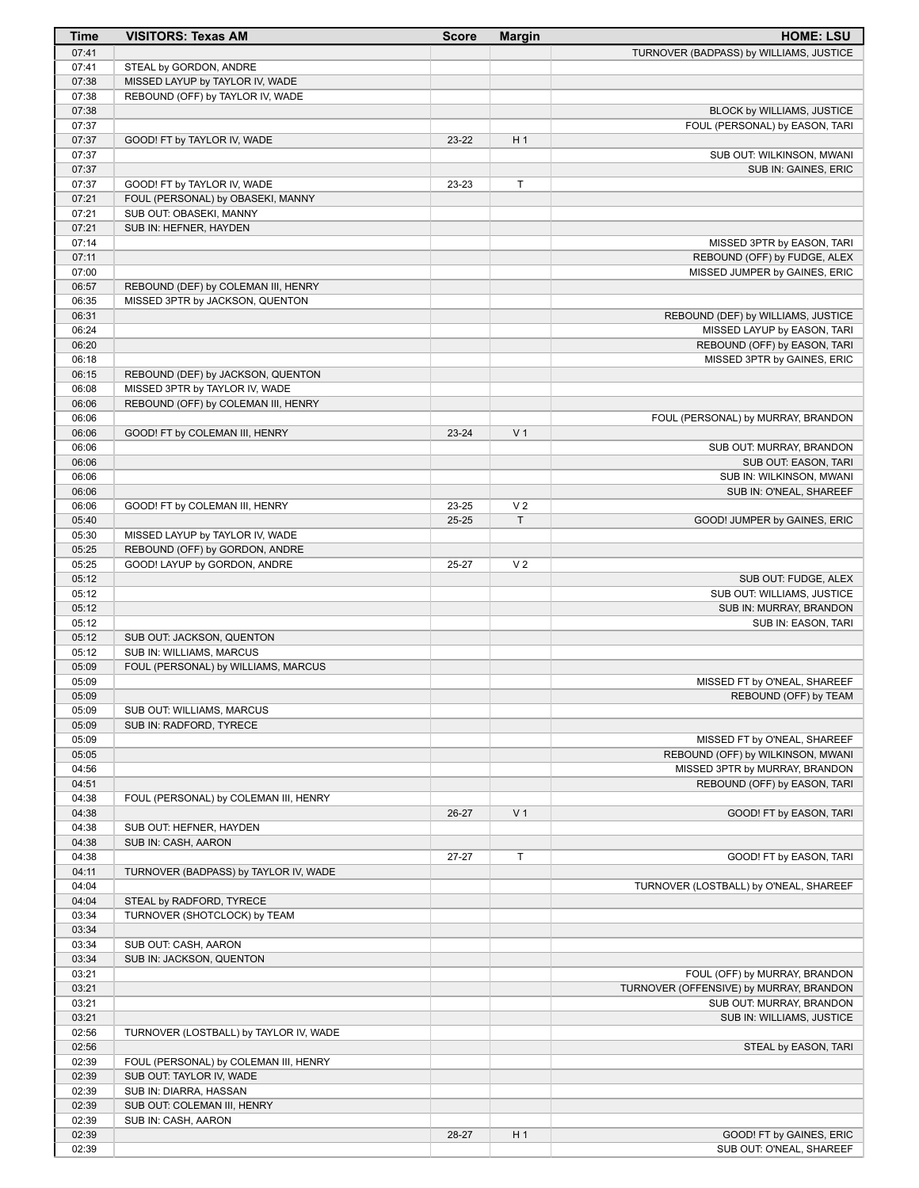| Time | VISITORS: Texas AM | Score | Margin | HOME: LSU |
| --- | --- | --- | --- | --- |
| 07:41 | | | | TURNOVER (BADPASS) by WILLIAMS, JUSTICE |
| 07:41 | STEAL by GORDON, ANDRE | | | |
| 07:38 | MISSED LAYUP by TAYLOR IV, WADE | | | |
| 07:38 | REBOUND (OFF) by TAYLOR IV, WADE | | | |
| 07:38 | | | | BLOCK by WILLIAMS, JUSTICE |
| 07:37 | | | | FOUL (PERSONAL) by EASON, TARI |
| 07:37 | GOOD! FT by TAYLOR IV, WADE | 23-22 | H 1 | |
| 07:37 | | | | SUB OUT: WILKINSON, MWANI |
| 07:37 | | | | SUB IN: GAINES, ERIC |
| 07:37 | GOOD! FT by TAYLOR IV, WADE | 23-23 | T | |
| 07:21 | FOUL (PERSONAL) by OBASEKI, MANNY | | | |
| 07:21 | SUB OUT: OBASEKI, MANNY | | | |
| 07:21 | SUB IN: HEFNER, HAYDEN | | | |
| 07:14 | | | | MISSED 3PTR by EASON, TARI |
| 07:11 | | | | REBOUND (OFF) by FUDGE, ALEX |
| 07:00 | | | | MISSED JUMPER by GAINES, ERIC |
| 06:57 | REBOUND (DEF) by COLEMAN III, HENRY | | | |
| 06:35 | MISSED 3PTR by JACKSON, QUENTON | | | |
| 06:31 | | | | REBOUND (DEF) by WILLIAMS, JUSTICE |
| 06:24 | | | | MISSED LAYUP by EASON, TARI |
| 06:20 | | | | REBOUND (OFF) by EASON, TARI |
| 06:18 | | | | MISSED 3PTR by GAINES, ERIC |
| 06:15 | REBOUND (DEF) by JACKSON, QUENTON | | | |
| 06:08 | MISSED 3PTR by TAYLOR IV, WADE | | | |
| 06:06 | REBOUND (OFF) by COLEMAN III, HENRY | | | |
| 06:06 | | | | FOUL (PERSONAL) by MURRAY, BRANDON |
| 06:06 | GOOD! FT by COLEMAN III, HENRY | 23-24 | V 1 | |
| 06:06 | | | | SUB OUT: MURRAY, BRANDON |
| 06:06 | | | | SUB OUT: EASON, TARI |
| 06:06 | | | | SUB IN: WILKINSON, MWANI |
| 06:06 | | | | SUB IN: O'NEAL, SHAREEF |
| 06:06 | GOOD! FT by COLEMAN III, HENRY | 23-25 | V 2 | |
| 05:40 | | 25-25 | T | GOOD! JUMPER by GAINES, ERIC |
| 05:30 | MISSED LAYUP by TAYLOR IV, WADE | | | |
| 05:25 | REBOUND (OFF) by GORDON, ANDRE | | | |
| 05:25 | GOOD! LAYUP by GORDON, ANDRE | 25-27 | V 2 | |
| 05:12 | | | | SUB OUT: FUDGE, ALEX |
| 05:12 | | | | SUB OUT: WILLIAMS, JUSTICE |
| 05:12 | | | | SUB IN: MURRAY, BRANDON |
| 05:12 | | | | SUB IN: EASON, TARI |
| 05:12 | SUB OUT: JACKSON, QUENTON | | | |
| 05:12 | SUB IN: WILLIAMS, MARCUS | | | |
| 05:09 | FOUL (PERSONAL) by WILLIAMS, MARCUS | | | |
| 05:09 | | | | MISSED FT by O'NEAL, SHAREEF |
| 05:09 | | | | REBOUND (OFF) by TEAM |
| 05:09 | SUB OUT: WILLIAMS, MARCUS | | | |
| 05:09 | SUB IN: RADFORD, TYRECE | | | |
| 05:09 | | | | MISSED FT by O'NEAL, SHAREEF |
| 05:05 | | | | REBOUND (OFF) by WILKINSON, MWANI |
| 04:56 | | | | MISSED 3PTR by MURRAY, BRANDON |
| 04:51 | | | | REBOUND (OFF) by EASON, TARI |
| 04:38 | FOUL (PERSONAL) by COLEMAN III, HENRY | | | |
| 04:38 | | 26-27 | V 1 | GOOD! FT by EASON, TARI |
| 04:38 | SUB OUT: HEFNER, HAYDEN | | | |
| 04:38 | SUB IN: CASH, AARON | | | |
| 04:38 | | 27-27 | T | GOOD! FT by EASON, TARI |
| 04:11 | TURNOVER (BADPASS) by TAYLOR IV, WADE | | | |
| 04:04 | | | | TURNOVER (LOSTBALL) by O'NEAL, SHAREEF |
| 04:04 | STEAL by RADFORD, TYRECE | | | |
| 03:34 | TURNOVER (SHOTCLOCK) by TEAM | | | |
| 03:34 | | | | |
| 03:34 | SUB OUT: CASH, AARON | | | |
| 03:34 | SUB IN: JACKSON, QUENTON | | | |
| 03:21 | | | | FOUL (OFF) by MURRAY, BRANDON |
| 03:21 | | | | TURNOVER (OFFENSIVE) by MURRAY, BRANDON |
| 03:21 | | | | SUB OUT: MURRAY, BRANDON |
| 03:21 | | | | SUB IN: WILLIAMS, JUSTICE |
| 02:56 | TURNOVER (LOSTBALL) by TAYLOR IV, WADE | | | |
| 02:56 | | | | STEAL by EASON, TARI |
| 02:39 | FOUL (PERSONAL) by COLEMAN III, HENRY | | | |
| 02:39 | SUB OUT: TAYLOR IV, WADE | | | |
| 02:39 | SUB IN: DIARRA, HASSAN | | | |
| 02:39 | SUB OUT: COLEMAN III, HENRY | | | |
| 02:39 | SUB IN: CASH, AARON | | | |
| 02:39 | | 28-27 | H 1 | GOOD! FT by GAINES, ERIC |
| 02:39 | | | | SUB OUT: O'NEAL, SHAREEF |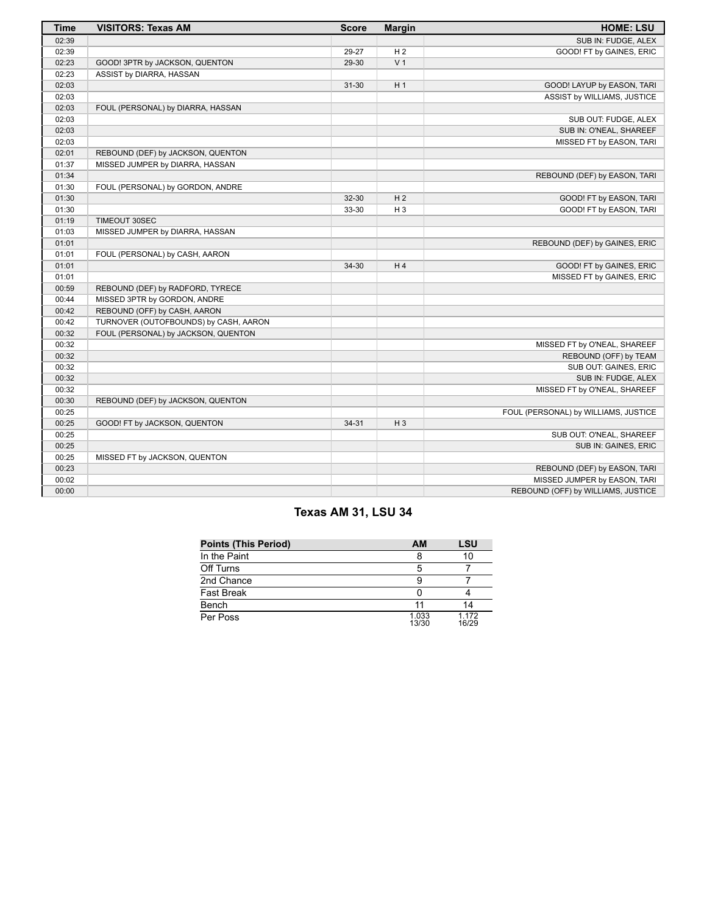| Time | VISITORS: Texas AM | Score | Margin | HOME: LSU |
|---|---|---|---|---|
| 02:39 | | | | SUB IN: FUDGE, ALEX |
| 02:39 | | 29-27 | H 2 | GOOD! FT by GAINES, ERIC |
| 02:23 | GOOD! 3PTR by JACKSON, QUENTON | 29-30 | V 1 | |
| 02:23 | ASSIST by DIARRA, HASSAN | | | |
| 02:03 | | 31-30 | H 1 | GOOD! LAYUP by EASON, TARI |
| 02:03 | | | | ASSIST by WILLIAMS, JUSTICE |
| 02:03 | FOUL (PERSONAL) by DIARRA, HASSAN | | | |
| 02:03 | | | | SUB OUT: FUDGE, ALEX |
| 02:03 | | | | SUB IN: O'NEAL, SHAREEF |
| 02:03 | | | | MISSED FT by EASON, TARI |
| 02:01 | REBOUND (DEF) by JACKSON, QUENTON | | | |
| 01:37 | MISSED JUMPER by DIARRA, HASSAN | | | |
| 01:34 | | | | REBOUND (DEF) by EASON, TARI |
| 01:30 | FOUL (PERSONAL) by GORDON, ANDRE | | | |
| 01:30 | | 32-30 | H 2 | GOOD! FT by EASON, TARI |
| 01:30 | | 33-30 | H 3 | GOOD! FT by EASON, TARI |
| 01:19 | TIMEOUT 30SEC | | | |
| 01:03 | MISSED JUMPER by DIARRA, HASSAN | | | |
| 01:01 | | | | REBOUND (DEF) by GAINES, ERIC |
| 01:01 | FOUL (PERSONAL) by CASH, AARON | | | |
| 01:01 | | 34-30 | H 4 | GOOD! FT by GAINES, ERIC |
| 01:01 | | | | MISSED FT by GAINES, ERIC |
| 00:59 | REBOUND (DEF) by RADFORD, TYRECE | | | |
| 00:44 | MISSED 3PTR by GORDON, ANDRE | | | |
| 00:42 | REBOUND (OFF) by CASH, AARON | | | |
| 00:42 | TURNOVER (OUTOFBOUNDS) by CASH, AARON | | | |
| 00:32 | FOUL (PERSONAL) by JACKSON, QUENTON | | | |
| 00:32 | | | | MISSED FT by O'NEAL, SHAREEF |
| 00:32 | | | | REBOUND (OFF) by TEAM |
| 00:32 | | | | SUB OUT: GAINES, ERIC |
| 00:32 | | | | SUB IN: FUDGE, ALEX |
| 00:32 | | | | MISSED FT by O'NEAL, SHAREEF |
| 00:30 | REBOUND (DEF) by JACKSON, QUENTON | | | |
| 00:25 | | | | FOUL (PERSONAL) by WILLIAMS, JUSTICE |
| 00:25 | GOOD! FT by JACKSON, QUENTON | 34-31 | H 3 | |
| 00:25 | | | | SUB OUT: O'NEAL, SHAREEF |
| 00:25 | | | | SUB IN: GAINES, ERIC |
| 00:25 | MISSED FT by JACKSON, QUENTON | | | |
| 00:23 | | | | REBOUND (DEF) by EASON, TARI |
| 00:02 | | | | MISSED JUMPER by EASON, TARI |
| 00:00 | | | | REBOUND (OFF) by WILLIAMS, JUSTICE |

## Texas AM 31, LSU 34

| Points (This Period) | AM | LSU |
|---|---|---|
| In the Paint | 8 | 10 |
| Off Turns | 5 | 7 |
| 2nd Chance | 9 | 7 |
| Fast Break | 0 | 4 |
| Bench | 11 | 14 |
| Per Poss | 1.033 13/30 | 1.172 16/29 |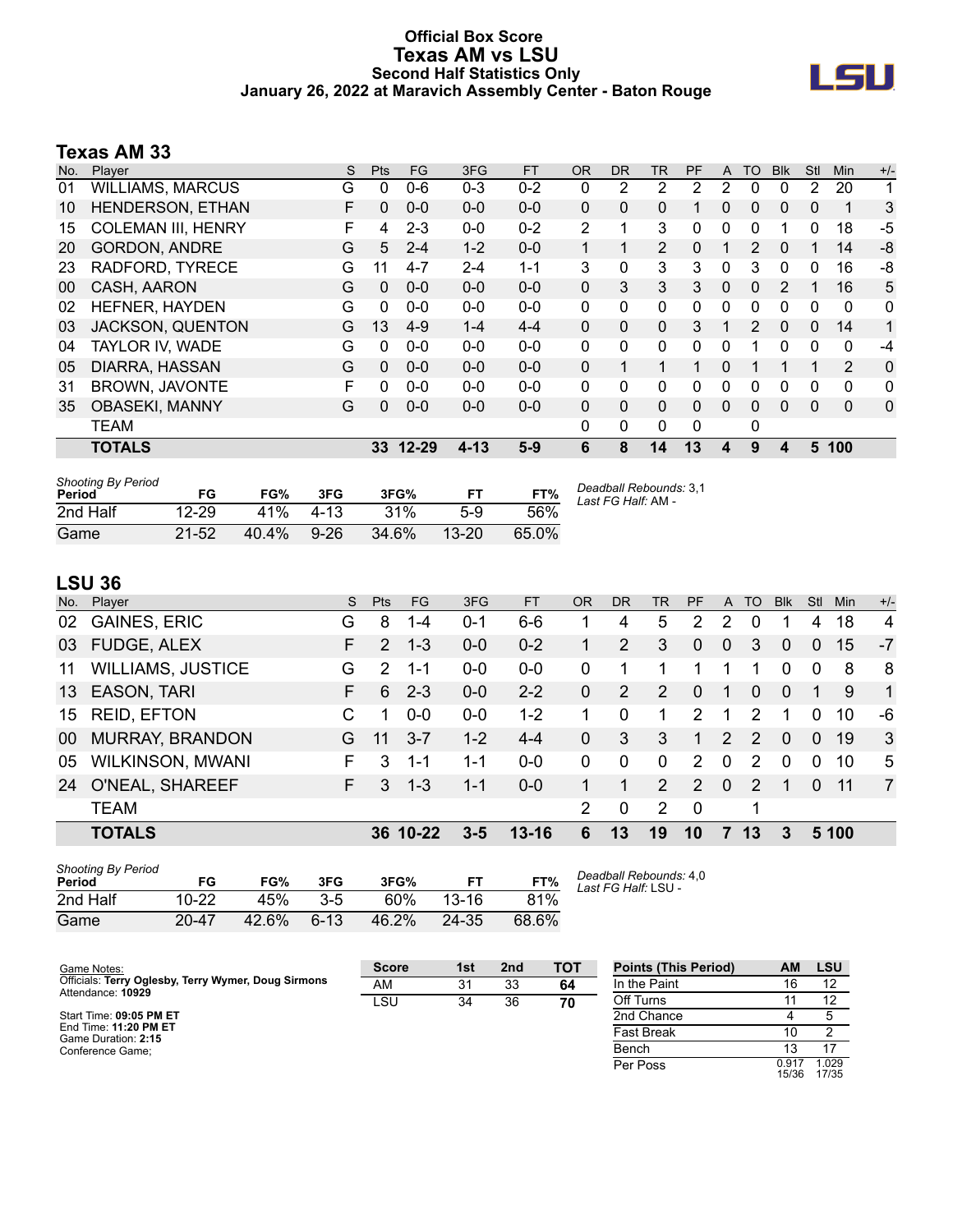# Official Box Score
# Texas AM vs LSU
### Second Half Statistics Only
### January 26, 2022 at Maravich Assembly Center - Baton Rouge

## Texas AM 33

| No. | Player | S | Pts | FG | 3FG | FT | OR | DR | TR | PF | A | TO | Blk | Stl | Min | +/- |
|---|---|---|---|---|---|---|---|---|---|---|---|---|---|---|---|---|
| 01 | WILLIAMS, MARCUS | G | 0 | 0-6 | 0-3 | 0-2 | 0 | 2 | 2 | 2 | 2 | 0 | 0 | 2 | 20 | 1 |
| 10 | HENDERSON, ETHAN | F | 0 | 0-0 | 0-0 | 0-0 | 0 | 0 | 0 | 1 | 0 | 0 | 0 | 0 | 1 | 3 |
| 15 | COLEMAN III, HENRY | F | 4 | 2-3 | 0-0 | 0-2 | 2 | 1 | 3 | 0 | 0 | 0 | 1 | 0 | 18 | -5 |
| 20 | GORDON, ANDRE | G | 5 | 2-4 | 1-2 | 0-0 | 1 | 1 | 2 | 0 | 1 | 2 | 0 | 1 | 14 | -8 |
| 23 | RADFORD, TYRECE | G | 11 | 4-7 | 2-4 | 1-1 | 3 | 0 | 3 | 3 | 0 | 3 | 0 | 0 | 16 | -8 |
| 00 | CASH, AARON | G | 0 | 0-0 | 0-0 | 0-0 | 0 | 3 | 3 | 3 | 0 | 0 | 2 | 1 | 16 | 5 |
| 02 | HEFNER, HAYDEN | G | 0 | 0-0 | 0-0 | 0-0 | 0 | 0 | 0 | 0 | 0 | 0 | 0 | 0 | 0 | 0 |
| 03 | JACKSON, QUENTON | G | 13 | 4-9 | 1-4 | 4-4 | 0 | 0 | 0 | 3 | 1 | 2 | 0 | 0 | 14 | 1 |
| 04 | TAYLOR IV, WADE | G | 0 | 0-0 | 0-0 | 0-0 | 0 | 0 | 0 | 0 | 0 | 1 | 0 | 0 | 0 | -4 |
| 05 | DIARRA, HASSAN | G | 0 | 0-0 | 0-0 | 0-0 | 0 | 1 | 1 | 1 | 0 | 1 | 1 | 1 | 2 | 0 |
| 31 | BROWN, JAVONTE | F | 0 | 0-0 | 0-0 | 0-0 | 0 | 0 | 0 | 0 | 0 | 0 | 0 | 0 | 0 | 0 |
| 35 | OBASEKI, MANNY | G | 0 | 0-0 | 0-0 | 0-0 | 0 | 0 | 0 | 0 | 0 | 0 | 0 | 0 | 0 | 0 |
| | TEAM | | | | | | 0 | 0 | 0 | 0 | | 0 | | | | |
| | **TOTALS** | | **33** | **12-29** | **4-13** | **5-9** | **6** | **8** | **14** | **13** | **4** | **9** | **4** | **5** | **100** | |

*Shooting By Period*

| Period | FG | FG% | 3FG | 3FG% | FT | FT% |
|---|---|---|---|---|---|---|
| 2nd Half | 12-29 | 41% | 4-13 | 31% | 5-9 | 56% |
| Game | 21-52 | 40.4% | 9-26 | 34.6% | 13-20 | 65.0% |

*Deadball Rebounds:* 3,1
*Last FG Half:* AM -

## LSU 36

| No. | Player | S | Pts | FG | 3FG | FT | OR | DR | TR | PF | A | TO | Blk | Stl | Min | +/- |
|---|---|---|---|---|---|---|---|---|---|---|---|---|---|---|---|---|
| 02 | GAINES, ERIC | G | 8 | 1-4 | 0-1 | 6-6 | 1 | 4 | 5 | 2 | 2 | 0 | 1 | 4 | 18 | 4 |
| 03 | FUDGE, ALEX | F | 2 | 1-3 | 0-0 | 0-2 | 1 | 2 | 3 | 0 | 0 | 3 | 0 | 0 | 15 | -7 |
| 11 | WILLIAMS, JUSTICE | G | 2 | 1-1 | 0-0 | 0-0 | 0 | 1 | 1 | 1 | 1 | 1 | 0 | 0 | 8 | 8 |
| 13 | EASON, TARI | F | 6 | 2-3 | 0-0 | 2-2 | 0 | 2 | 2 | 0 | 1 | 0 | 0 | 1 | 9 | 1 |
| 15 | REID, EFTON | C | 1 | 0-0 | 0-0 | 1-2 | 1 | 0 | 1 | 2 | 1 | 2 | 1 | 0 | 10 | -6 |
| 00 | MURRAY, BRANDON | G | 11 | 3-7 | 1-2 | 4-4 | 0 | 3 | 3 | 1 | 2 | 2 | 0 | 0 | 19 | 3 |
| 05 | WILKINSON, MWANI | F | 3 | 1-1 | 1-1 | 0-0 | 0 | 0 | 0 | 2 | 0 | 2 | 0 | 0 | 10 | 5 |
| 24 | O'NEAL, SHAREEF | F | 3 | 1-3 | 1-1 | 0-0 | 1 | 1 | 2 | 2 | 0 | 2 | 1 | 0 | 11 | 7 |
| | TEAM | | | | | | 2 | 0 | 2 | 0 | | 1 | | | | |
| | **TOTALS** | | **36** | **10-22** | **3-5** | **13-16** | **6** | **13** | **19** | **10** | **7** | **13** | **3** | **5** | **100** | |

*Shooting By Period*

| Period | FG | FG% | 3FG | 3FG% | FT | FT% |
|---|---|---|---|---|---|---|
| 2nd Half | 10-22 | 45% | 3-5 | 60% | 13-16 | 81% |
| Game | 20-47 | 42.6% | 6-13 | 46.2% | 24-35 | 68.6% |

*Deadball Rebounds:* 4,0
*Last FG Half:* LSU -

Game Notes:
Officials: **Terry Oglesby, Terry Wymer, Doug Sirmons**
Attendance: **10929**

Start Time: **09:05 PM ET**
End Time: **11:20 PM ET**
Game Duration: **2:15**
Conference Game;

| Score | 1st | 2nd | TOT |
|---|---|---|---|
| AM | 31 | 33 | **64** |
| LSU | 34 | 36 | **70** |

| Points (This Period) | AM | LSU |
|---|---|---|
| In the Paint | 16 | 12 |
| Off Turns | 11 | 12 |
| 2nd Chance | 4 | 5 |
| Fast Break | 10 | 2 |
| Bench | 13 | 17 |
| Per Poss | 0.917 15/36 | 1.029 17/35 |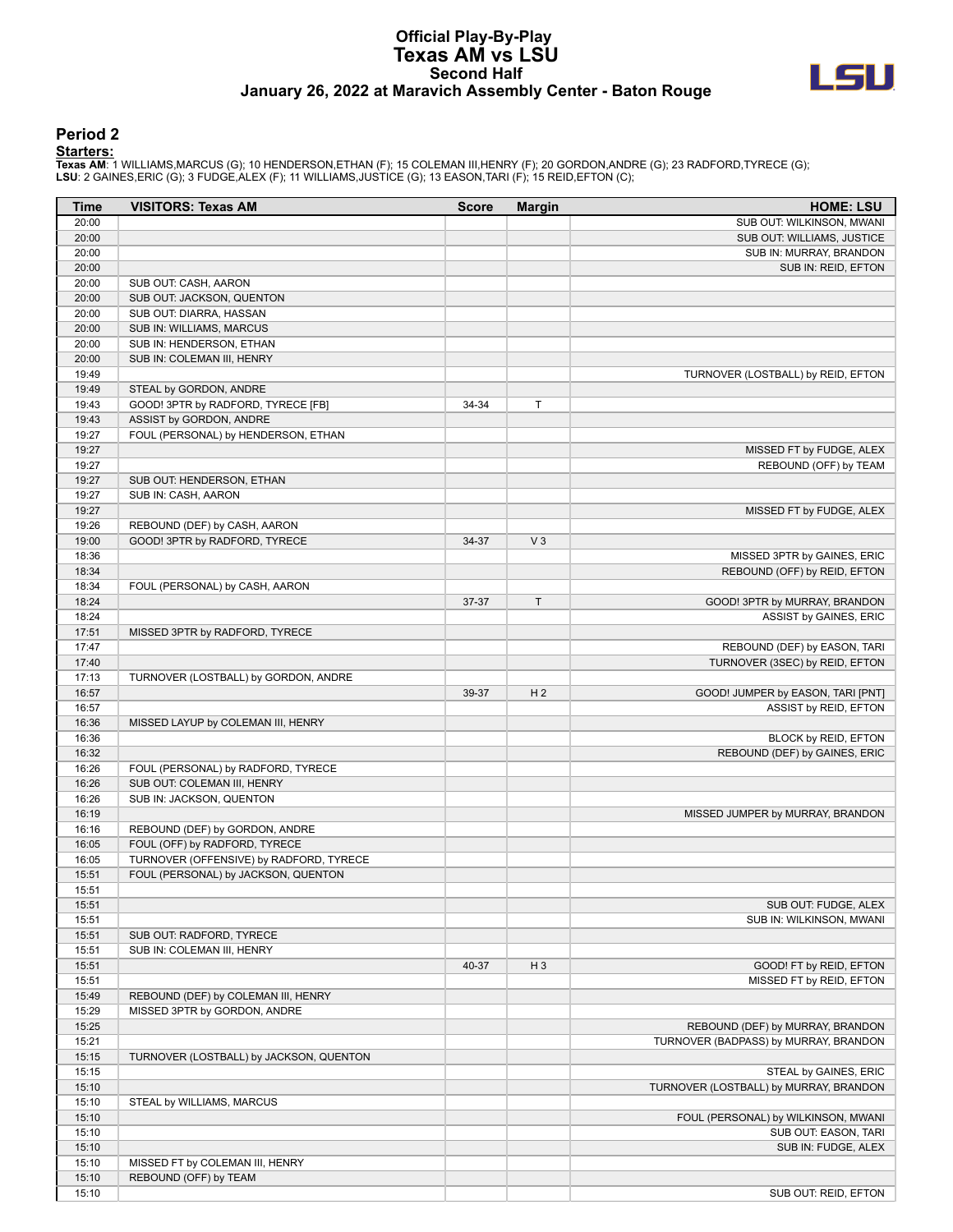# Official Play-By-Play
# Texas AM vs LSU
## Second Half
### January 26, 2022 at Maravich Assembly Center - Baton Rouge

## Period 2

**Starters:**

**Texas AM**: 1 WILLIAMS,MARCUS (G); 10 HENDERSON,ETHAN (F); 15 COLEMAN III,HENRY (F); 20 GORDON,ANDRE (G); 23 RADFORD,TYRECE (G);
**LSU**: 2 GAINES,ERIC (G); 3 FUDGE,ALEX (F); 11 WILLIAMS,JUSTICE (G); 13 EASON,TARI (F); 15 REID,EFTON (C);

| Time | VISITORS: Texas AM | Score | Margin | HOME: LSU |
|---|---|---|---|---|
| 20:00 | | | | SUB OUT: WILKINSON, MWANI |
| 20:00 | | | | SUB OUT: WILLIAMS, JUSTICE |
| 20:00 | | | | SUB IN: MURRAY, BRANDON |
| 20:00 | | | | SUB IN: REID, EFTON |
| 20:00 | SUB OUT: CASH, AARON | | | |
| 20:00 | SUB OUT: JACKSON, QUENTON | | | |
| 20:00 | SUB OUT: DIARRA, HASSAN | | | |
| 20:00 | SUB IN: WILLIAMS, MARCUS | | | |
| 20:00 | SUB IN: HENDERSON, ETHAN | | | |
| 20:00 | SUB IN: COLEMAN III, HENRY | | | |
| 19:49 | | | | TURNOVER (LOSTBALL) by REID, EFTON |
| 19:49 | STEAL by GORDON, ANDRE | | | |
| 19:43 | GOOD! 3PTR by RADFORD, TYRECE [FB] | 34-34 | T | |
| 19:43 | ASSIST by GORDON, ANDRE | | | |
| 19:27 | FOUL (PERSONAL) by HENDERSON, ETHAN | | | |
| 19:27 | | | | MISSED FT by FUDGE, ALEX |
| 19:27 | | | | REBOUND (OFF) by TEAM |
| 19:27 | SUB OUT: HENDERSON, ETHAN | | | |
| 19:27 | SUB IN: CASH, AARON | | | |
| 19:27 | | | | MISSED FT by FUDGE, ALEX |
| 19:26 | REBOUND (DEF) by CASH, AARON | | | |
| 19:00 | GOOD! 3PTR by RADFORD, TYRECE | 34-37 | V 3 | |
| 18:36 | | | | MISSED 3PTR by GAINES, ERIC |
| 18:34 | | | | REBOUND (OFF) by REID, EFTON |
| 18:34 | FOUL (PERSONAL) by CASH, AARON | | | |
| 18:24 | | 37-37 | T | GOOD! 3PTR by MURRAY, BRANDON |
| 18:24 | | | | ASSIST by GAINES, ERIC |
| 17:51 | MISSED 3PTR by RADFORD, TYRECE | | | |
| 17:47 | | | | REBOUND (DEF) by EASON, TARI |
| 17:40 | | | | TURNOVER (3SEC) by REID, EFTON |
| 17:13 | TURNOVER (LOSTBALL) by GORDON, ANDRE | | | |
| 16:57 | | 39-37 | H 2 | GOOD! JUMPER by EASON, TARI [PNT] |
| 16:57 | | | | ASSIST by REID, EFTON |
| 16:36 | MISSED LAYUP by COLEMAN III, HENRY | | | |
| 16:36 | | | | BLOCK by REID, EFTON |
| 16:32 | | | | REBOUND (DEF) by GAINES, ERIC |
| 16:26 | FOUL (PERSONAL) by RADFORD, TYRECE | | | |
| 16:26 | SUB OUT: COLEMAN III, HENRY | | | |
| 16:26 | SUB IN: JACKSON, QUENTON | | | |
| 16:19 | | | | MISSED JUMPER by MURRAY, BRANDON |
| 16:16 | REBOUND (DEF) by GORDON, ANDRE | | | |
| 16:05 | FOUL (OFF) by RADFORD, TYRECE | | | |
| 16:05 | TURNOVER (OFFENSIVE) by RADFORD, TYRECE | | | |
| 15:51 | FOUL (PERSONAL) by JACKSON, QUENTON | | | |
| 15:51 | | | | |
| 15:51 | | | | SUB OUT: FUDGE, ALEX |
| 15:51 | | | | SUB IN: WILKINSON, MWANI |
| 15:51 | SUB OUT: RADFORD, TYRECE | | | |
| 15:51 | SUB IN: COLEMAN III, HENRY | | | |
| 15:51 | | 40-37 | H 3 | GOOD! FT by REID, EFTON |
| 15:51 | | | | MISSED FT by REID, EFTON |
| 15:49 | REBOUND (DEF) by COLEMAN III, HENRY | | | |
| 15:29 | MISSED 3PTR by GORDON, ANDRE | | | |
| 15:25 | | | | REBOUND (DEF) by MURRAY, BRANDON |
| 15:21 | | | | TURNOVER (BADPASS) by MURRAY, BRANDON |
| 15:15 | TURNOVER (LOSTBALL) by JACKSON, QUENTON | | | |
| 15:15 | | | | STEAL by GAINES, ERIC |
| 15:10 | | | | TURNOVER (LOSTBALL) by MURRAY, BRANDON |
| 15:10 | STEAL by WILLIAMS, MARCUS | | | |
| 15:10 | | | | FOUL (PERSONAL) by WILKINSON, MWANI |
| 15:10 | | | | SUB OUT: EASON, TARI |
| 15:10 | | | | SUB IN: FUDGE, ALEX |
| 15:10 | MISSED FT by COLEMAN III, HENRY | | | |
| 15:10 | REBOUND (OFF) by TEAM | | | |
| 15:10 | | | | SUB OUT: REID, EFTON |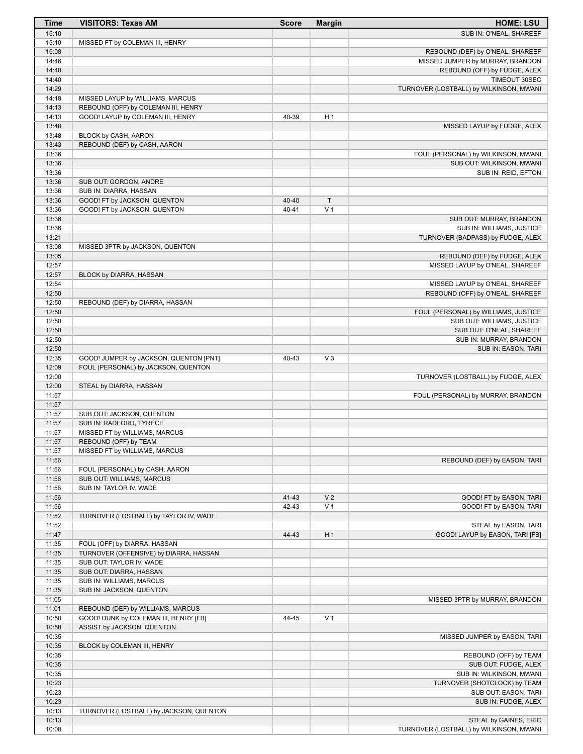| Time | VISITORS: Texas AM | Score | Margin | HOME: LSU |
|---|---|---|---|---|
| 15:10 | | | | SUB IN: O'NEAL, SHAREEF |
| 15:10 | MISSED FT by COLEMAN III, HENRY | | | |
| 15:08 | | | | REBOUND (DEF) by O'NEAL, SHAREEF |
| 14:46 | | | | MISSED JUMPER by MURRAY, BRANDON |
| 14:40 | | | | REBOUND (OFF) by FUDGE, ALEX |
| 14:40 | | | | TIMEOUT 30SEC |
| 14:29 | | | | TURNOVER (LOSTBALL) by WILKINSON, MWANI |
| 14:18 | MISSED LAYUP by WILLIAMS, MARCUS | | | |
| 14:13 | REBOUND (OFF) by COLEMAN III, HENRY | | | |
| 14:13 | GOOD! LAYUP by COLEMAN III, HENRY | 40-39 | H 1 | |
| 13:48 | | | | MISSED LAYUP by FUDGE, ALEX |
| 13:48 | BLOCK by CASH, AARON | | | |
| 13:43 | REBOUND (DEF) by CASH, AARON | | | |
| 13:36 | | | | FOUL (PERSONAL) by WILKINSON, MWANI |
| 13:36 | | | | SUB OUT: WILKINSON, MWANI |
| 13:36 | | | | SUB IN: REID, EFTON |
| 13:36 | SUB OUT: GORDON, ANDRE | | | |
| 13:36 | SUB IN: DIARRA, HASSAN | | | |
| 13:36 | GOOD! FT by JACKSON, QUENTON | 40-40 | T | |
| 13:36 | GOOD! FT by JACKSON, QUENTON | 40-41 | V 1 | |
| 13:36 | | | | SUB OUT: MURRAY, BRANDON |
| 13:36 | | | | SUB IN: WILLIAMS, JUSTICE |
| 13:21 | | | | TURNOVER (BADPASS) by FUDGE, ALEX |
| 13:08 | MISSED 3PTR by JACKSON, QUENTON | | | |
| 13:05 | | | | REBOUND (DEF) by FUDGE, ALEX |
| 12:57 | | | | MISSED LAYUP by O'NEAL, SHAREEF |
| 12:57 | BLOCK by DIARRA, HASSAN | | | |
| 12:54 | | | | MISSED LAYUP by O'NEAL, SHAREEF |
| 12:50 | | | | REBOUND (OFF) by O'NEAL, SHAREEF |
| 12:50 | REBOUND (DEF) by DIARRA, HASSAN | | | |
| 12:50 | | | | FOUL (PERSONAL) by WILLIAMS, JUSTICE |
| 12:50 | | | | SUB OUT: WILLIAMS, JUSTICE |
| 12:50 | | | | SUB OUT: O'NEAL, SHAREEF |
| 12:50 | | | | SUB IN: MURRAY, BRANDON |
| 12:50 | | | | SUB IN: EASON, TARI |
| 12:35 | GOOD! JUMPER by JACKSON, QUENTON [PNT] | 40-43 | V 3 | |
| 12:09 | FOUL (PERSONAL) by JACKSON, QUENTON | | | |
| 12:00 | | | | TURNOVER (LOSTBALL) by FUDGE, ALEX |
| 12:00 | STEAL by DIARRA, HASSAN | | | |
| 11:57 | | | | FOUL (PERSONAL) by MURRAY, BRANDON |
| 11:57 | | | | |
| 11:57 | SUB OUT: JACKSON, QUENTON | | | |
| 11:57 | SUB IN: RADFORD, TYRECE | | | |
| 11:57 | MISSED FT by WILLIAMS, MARCUS | | | |
| 11:57 | REBOUND (OFF) by TEAM | | | |
| 11:57 | MISSED FT by WILLIAMS, MARCUS | | | |
| 11:56 | | | | REBOUND (DEF) by EASON, TARI |
| 11:56 | FOUL (PERSONAL) by CASH, AARON | | | |
| 11:56 | SUB OUT: WILLIAMS, MARCUS | | | |
| 11:56 | SUB IN: TAYLOR IV, WADE | | | |
| 11:56 | | 41-43 | V 2 | GOOD! FT by EASON, TARI |
| 11:56 | | 42-43 | V 1 | GOOD! FT by EASON, TARI |
| 11:52 | TURNOVER (LOSTBALL) by TAYLOR IV, WADE | | | |
| 11:52 | | | | STEAL by EASON, TARI |
| 11:47 | | 44-43 | H 1 | GOOD! LAYUP by EASON, TARI [FB] |
| 11:35 | FOUL (OFF) by DIARRA, HASSAN | | | |
| 11:35 | TURNOVER (OFFENSIVE) by DIARRA, HASSAN | | | |
| 11:35 | SUB OUT: TAYLOR IV, WADE | | | |
| 11:35 | SUB OUT: DIARRA, HASSAN | | | |
| 11:35 | SUB IN: WILLIAMS, MARCUS | | | |
| 11:35 | SUB IN: JACKSON, QUENTON | | | |
| 11:05 | | | | MISSED 3PTR by MURRAY, BRANDON |
| 11:01 | REBOUND (DEF) by WILLIAMS, MARCUS | | | |
| 10:58 | GOOD! DUNK by COLEMAN III, HENRY [FB] | 44-45 | V 1 | |
| 10:58 | ASSIST by JACKSON, QUENTON | | | |
| 10:35 | | | | MISSED JUMPER by EASON, TARI |
| 10:35 | BLOCK by COLEMAN III, HENRY | | | |
| 10:35 | | | | REBOUND (OFF) by TEAM |
| 10:35 | | | | SUB OUT: FUDGE, ALEX |
| 10:35 | | | | SUB IN: WILKINSON, MWANI |
| 10:23 | | | | TURNOVER (SHOTCLOCK) by TEAM |
| 10:23 | | | | SUB OUT: EASON, TARI |
| 10:23 | | | | SUB IN: FUDGE, ALEX |
| 10:13 | TURNOVER (LOSTBALL) by JACKSON, QUENTON | | | |
| 10:13 | | | | STEAL by GAINES, ERIC |
| 10:08 | | | | TURNOVER (LOSTBALL) by WILKINSON, MWANI |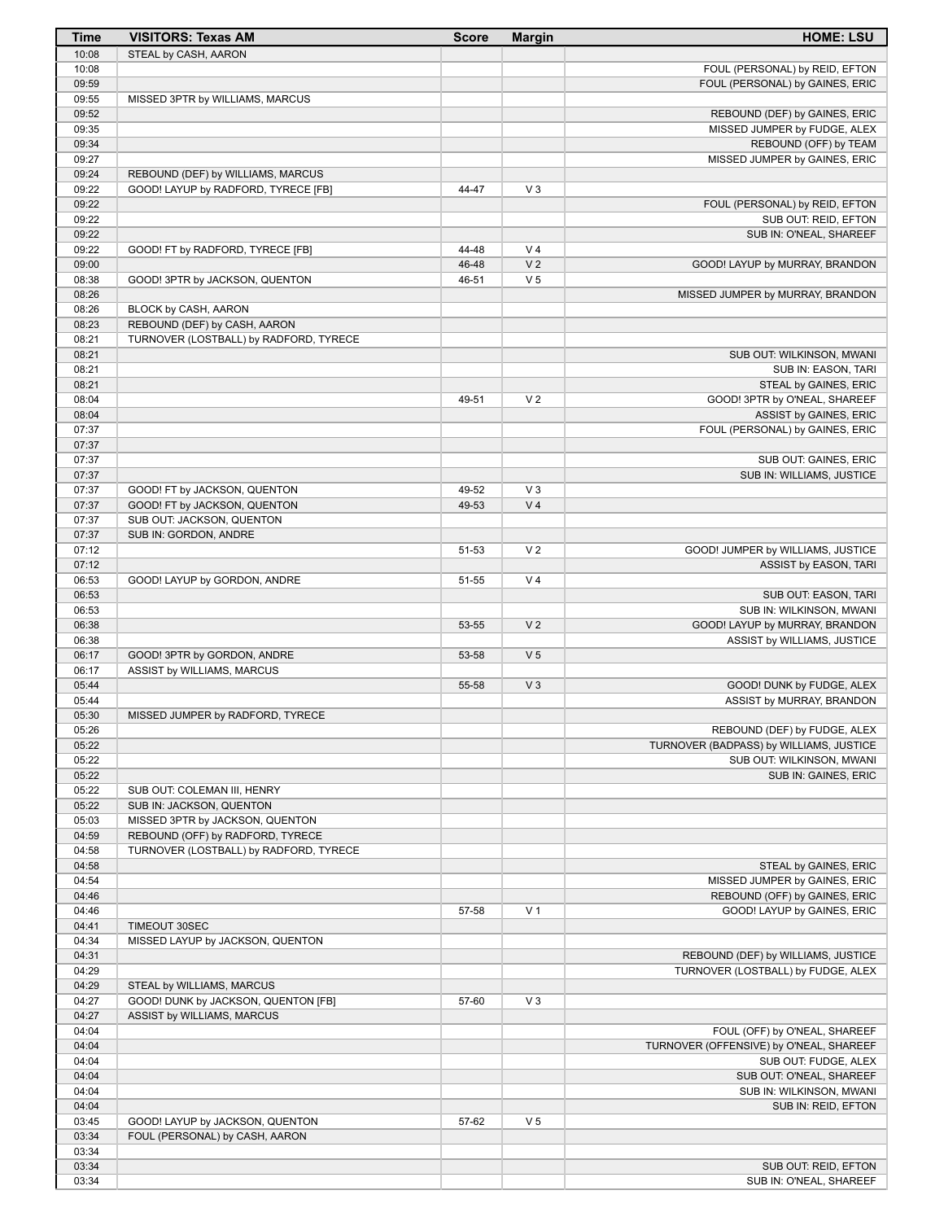| Time | VISITORS: Texas AM | Score | Margin | HOME: LSU |
|---|---|---|---|---|
| 10:08 | STEAL by CASH, AARON | | | |
| 10:08 | | | | FOUL (PERSONAL) by REID, EFTON |
| 09:59 | | | | FOUL (PERSONAL) by GAINES, ERIC |
| 09:55 | MISSED 3PTR by WILLIAMS, MARCUS | | | |
| 09:52 | | | | REBOUND (DEF) by GAINES, ERIC |
| 09:35 | | | | MISSED JUMPER by FUDGE, ALEX |
| 09:34 | | | | REBOUND (OFF) by TEAM |
| 09:27 | | | | MISSED JUMPER by GAINES, ERIC |
| 09:24 | REBOUND (DEF) by WILLIAMS, MARCUS | | | |
| 09:22 | GOOD! LAYUP by RADFORD, TYRECE [FB] | 44-47 | V 3 | |
| 09:22 | | | | FOUL (PERSONAL) by REID, EFTON |
| 09:22 | | | | SUB OUT: REID, EFTON |
| 09:22 | | | | SUB IN: O'NEAL, SHAREEF |
| 09:22 | GOOD! FT by RADFORD, TYRECE [FB] | 44-48 | V 4 | |
| 09:00 | | 46-48 | V 2 | GOOD! LAYUP by MURRAY, BRANDON |
| 08:38 | GOOD! 3PTR by JACKSON, QUENTON | 46-51 | V 5 | |
| 08:26 | | | | MISSED JUMPER by MURRAY, BRANDON |
| 08:26 | BLOCK by CASH, AARON | | | |
| 08:23 | REBOUND (DEF) by CASH, AARON | | | |
| 08:21 | TURNOVER (LOSTBALL) by RADFORD, TYRECE | | | |
| 08:21 | | | | SUB OUT: WILKINSON, MWANI |
| 08:21 | | | | SUB IN: EASON, TARI |
| 08:21 | | | | STEAL by GAINES, ERIC |
| 08:04 | | 49-51 | V 2 | GOOD! 3PTR by O'NEAL, SHAREEF |
| 08:04 | | | | ASSIST by GAINES, ERIC |
| 07:37 | | | | FOUL (PERSONAL) by GAINES, ERIC |
| 07:37 | | | | |
| 07:37 | | | | SUB OUT: GAINES, ERIC |
| 07:37 | | | | SUB IN: WILLIAMS, JUSTICE |
| 07:37 | GOOD! FT by JACKSON, QUENTON | 49-52 | V 3 | |
| 07:37 | GOOD! FT by JACKSON, QUENTON | 49-53 | V 4 | |
| 07:37 | SUB OUT: JACKSON, QUENTON | | | |
| 07:37 | SUB IN: GORDON, ANDRE | | | |
| 07:12 | | 51-53 | V 2 | GOOD! JUMPER by WILLIAMS, JUSTICE |
| 07:12 | | | | ASSIST by EASON, TARI |
| 06:53 | GOOD! LAYUP by GORDON, ANDRE | 51-55 | V 4 | |
| 06:53 | | | | SUB OUT: EASON, TARI |
| 06:53 | | | | SUB IN: WILKINSON, MWANI |
| 06:38 | | 53-55 | V 2 | GOOD! LAYUP by MURRAY, BRANDON |
| 06:38 | | | | ASSIST by WILLIAMS, JUSTICE |
| 06:17 | GOOD! 3PTR by GORDON, ANDRE | 53-58 | V 5 | |
| 06:17 | ASSIST by WILLIAMS, MARCUS | | | |
| 05:44 | | 55-58 | V 3 | GOOD! DUNK by FUDGE, ALEX |
| 05:44 | | | | ASSIST by MURRAY, BRANDON |
| 05:30 | MISSED JUMPER by RADFORD, TYRECE | | | |
| 05:26 | | | | REBOUND (DEF) by FUDGE, ALEX |
| 05:22 | | | | TURNOVER (BADPASS) by WILLIAMS, JUSTICE |
| 05:22 | | | | SUB OUT: WILKINSON, MWANI |
| 05:22 | | | | SUB IN: GAINES, ERIC |
| 05:22 | SUB OUT: COLEMAN III, HENRY | | | |
| 05:22 | SUB IN: JACKSON, QUENTON | | | |
| 05:03 | MISSED 3PTR by JACKSON, QUENTON | | | |
| 04:59 | REBOUND (OFF) by RADFORD, TYRECE | | | |
| 04:58 | TURNOVER (LOSTBALL) by RADFORD, TYRECE | | | |
| 04:58 | | | | STEAL by GAINES, ERIC |
| 04:54 | | | | MISSED JUMPER by GAINES, ERIC |
| 04:46 | | | | REBOUND (OFF) by GAINES, ERIC |
| 04:46 | | 57-58 | V 1 | GOOD! LAYUP by GAINES, ERIC |
| 04:41 | TIMEOUT 30SEC | | | |
| 04:34 | MISSED LAYUP by JACKSON, QUENTON | | | |
| 04:31 | | | | REBOUND (DEF) by WILLIAMS, JUSTICE |
| 04:29 | | | | TURNOVER (LOSTBALL) by FUDGE, ALEX |
| 04:29 | STEAL by WILLIAMS, MARCUS | | | |
| 04:27 | GOOD! DUNK by JACKSON, QUENTON [FB] | 57-60 | V 3 | |
| 04:27 | ASSIST by WILLIAMS, MARCUS | | | |
| 04:04 | | | | FOUL (OFF) by O'NEAL, SHAREEF |
| 04:04 | | | | TURNOVER (OFFENSIVE) by O'NEAL, SHAREEF |
| 04:04 | | | | SUB OUT: FUDGE, ALEX |
| 04:04 | | | | SUB OUT: O'NEAL, SHAREEF |
| 04:04 | | | | SUB IN: WILKINSON, MWANI |
| 04:04 | | | | SUB IN: REID, EFTON |
| 03:45 | GOOD! LAYUP by JACKSON, QUENTON | 57-62 | V 5 | |
| 03:34 | FOUL (PERSONAL) by CASH, AARON | | | |
| 03:34 | | | | |
| 03:34 | | | | SUB OUT: REID, EFTON |
| 03:34 | | | | SUB IN: O'NEAL, SHAREEF |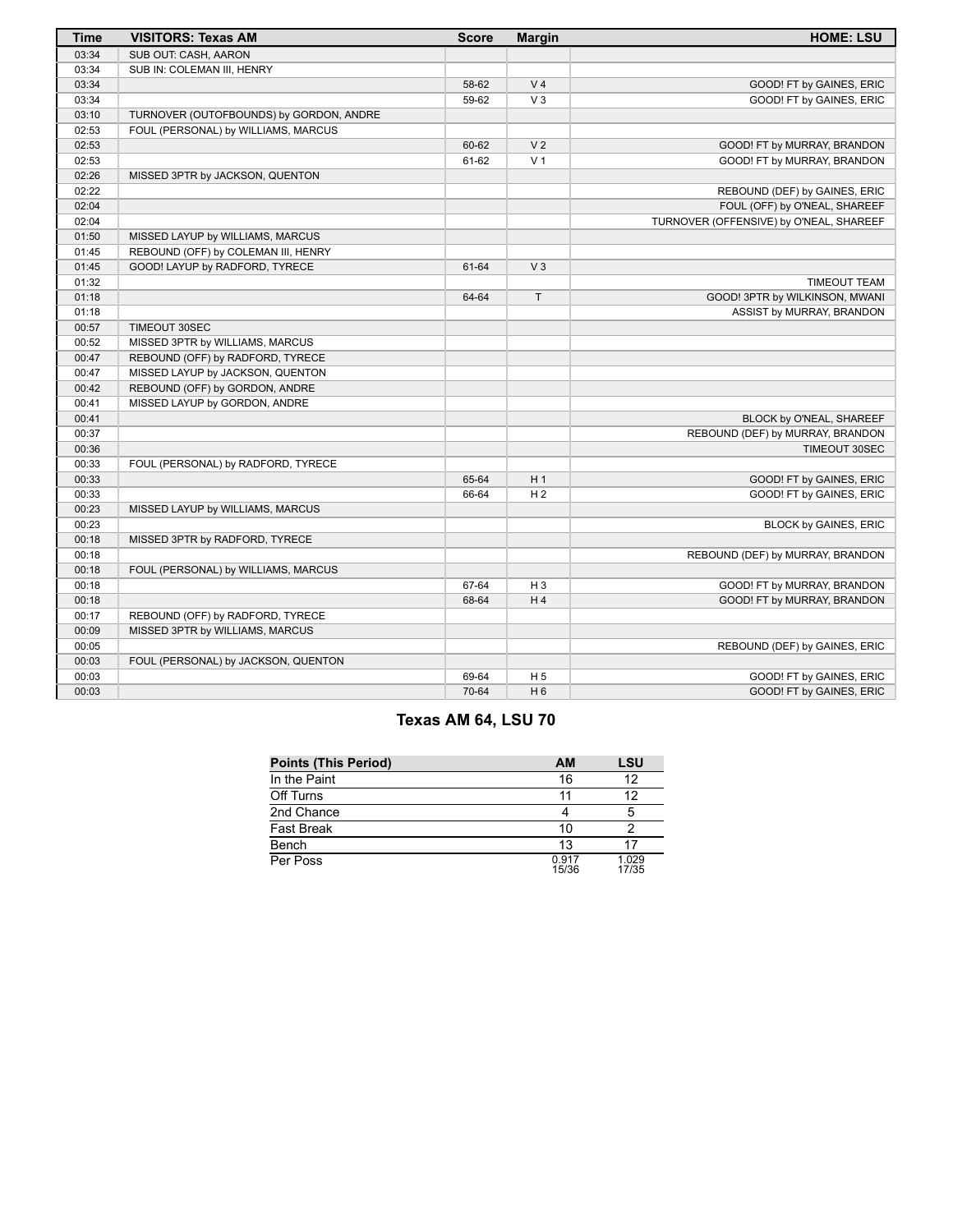| Time | VISITORS: Texas AM | Score | Margin | HOME: LSU |
|---|---|---|---|---|
| 03:34 | SUB OUT: CASH, AARON | | | |
| 03:34 | SUB IN: COLEMAN III, HENRY | | | |
| 03:34 | | 58-62 | V 4 | GOOD! FT by GAINES, ERIC |
| 03:34 | | 59-62 | V 3 | GOOD! FT by GAINES, ERIC |
| 03:10 | TURNOVER (OUTOFBOUNDS) by GORDON, ANDRE | | | |
| 02:53 | FOUL (PERSONAL) by WILLIAMS, MARCUS | | | |
| 02:53 | | 60-62 | V 2 | GOOD! FT by MURRAY, BRANDON |
| 02:53 | | 61-62 | V 1 | GOOD! FT by MURRAY, BRANDON |
| 02:26 | MISSED 3PTR by JACKSON, QUENTON | | | |
| 02:22 | | | | REBOUND (DEF) by GAINES, ERIC |
| 02:04 | | | | FOUL (OFF) by O'NEAL, SHAREEF |
| 02:04 | | | | TURNOVER (OFFENSIVE) by O'NEAL, SHAREEF |
| 01:50 | MISSED LAYUP by WILLIAMS, MARCUS | | | |
| 01:45 | REBOUND (OFF) by COLEMAN III, HENRY | | | |
| 01:45 | GOOD! LAYUP by RADFORD, TYRECE | 61-64 | V 3 | |
| 01:32 | | | | TIMEOUT TEAM |
| 01:18 | | 64-64 | T | GOOD! 3PTR by WILKINSON, MWANI |
| 01:18 | | | | ASSIST by MURRAY, BRANDON |
| 00:57 | TIMEOUT 30SEC | | | |
| 00:52 | MISSED 3PTR by WILLIAMS, MARCUS | | | |
| 00:47 | REBOUND (OFF) by RADFORD, TYRECE | | | |
| 00:47 | MISSED LAYUP by JACKSON, QUENTON | | | |
| 00:42 | REBOUND (OFF) by GORDON, ANDRE | | | |
| 00:41 | MISSED LAYUP by GORDON, ANDRE | | | |
| 00:41 | | | | BLOCK by O'NEAL, SHAREEF |
| 00:37 | | | | REBOUND (DEF) by MURRAY, BRANDON |
| 00:36 | | | | TIMEOUT 30SEC |
| 00:33 | FOUL (PERSONAL) by RADFORD, TYRECE | | | |
| 00:33 | | 65-64 | H 1 | GOOD! FT by GAINES, ERIC |
| 00:33 | | 66-64 | H 2 | GOOD! FT by GAINES, ERIC |
| 00:23 | MISSED LAYUP by WILLIAMS, MARCUS | | | |
| 00:23 | | | | BLOCK by GAINES, ERIC |
| 00:18 | MISSED 3PTR by RADFORD, TYRECE | | | |
| 00:18 | | | | REBOUND (DEF) by MURRAY, BRANDON |
| 00:18 | FOUL (PERSONAL) by WILLIAMS, MARCUS | | | |
| 00:18 | | 67-64 | H 3 | GOOD! FT by MURRAY, BRANDON |
| 00:18 | | 68-64 | H 4 | GOOD! FT by MURRAY, BRANDON |
| 00:17 | REBOUND (OFF) by RADFORD, TYRECE | | | |
| 00:09 | MISSED 3PTR by WILLIAMS, MARCUS | | | |
| 00:05 | | | | REBOUND (DEF) by GAINES, ERIC |
| 00:03 | FOUL (PERSONAL) by JACKSON, QUENTON | | | |
| 00:03 | | 69-64 | H 5 | GOOD! FT by GAINES, ERIC |
| 00:03 | | 70-64 | H 6 | GOOD! FT by GAINES, ERIC |

## Texas AM 64, LSU 70

| Points (This Period) | AM | LSU |
|---|---|---|
| In the Paint | 16 | 12 |
| Off Turns | 11 | 12 |
| 2nd Chance | 4 | 5 |
| Fast Break | 10 | 2 |
| Bench | 13 | 17 |
| Per Poss | 0.917 15/36 | 1.029 17/35 |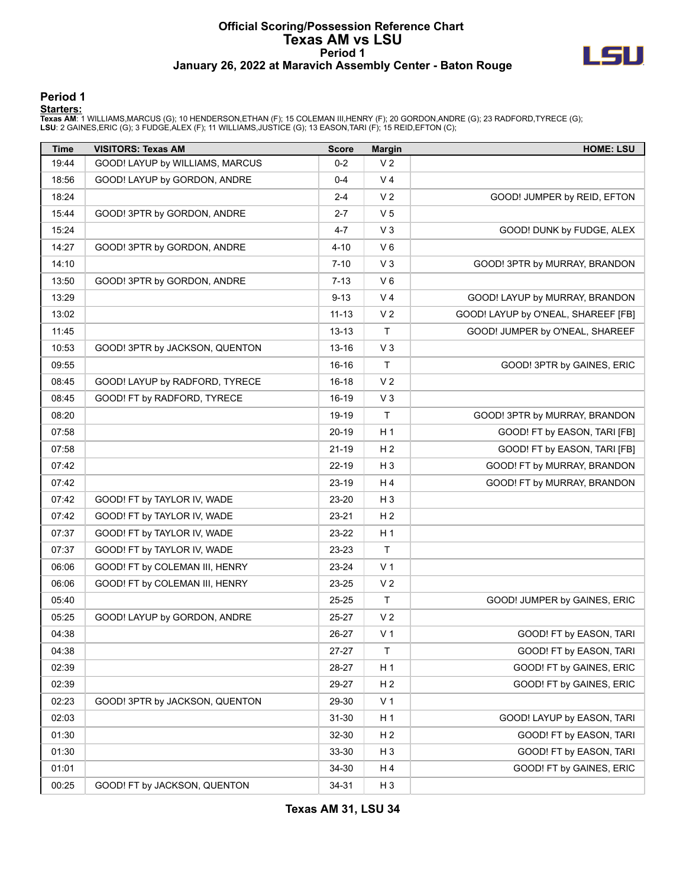# Official Scoring/Possession Reference Chart
## Texas AM vs LSU
### Period 1
### January 26, 2022 at Maravich Assembly Center - Baton Rouge

## Period 1

**Starters:**

**Texas AM**: 1 WILLIAMS,MARCUS (G); 10 HENDERSON,ETHAN (F); 15 COLEMAN III,HENRY (F); 20 GORDON,ANDRE (G); 23 RADFORD,TYRECE (G);
**LSU**: 2 GAINES,ERIC (G); 3 FUDGE,ALEX (F); 11 WILLIAMS,JUSTICE (G); 13 EASON,TARI (F); 15 REID,EFTON (C);

| Time | VISITORS: Texas AM | Score | Margin | HOME: LSU |
|---|---|---|---|---|
| 19:44 | GOOD! LAYUP by WILLIAMS, MARCUS | 0-2 | V 2 | |
| 18:56 | GOOD! LAYUP by GORDON, ANDRE | 0-4 | V 4 | |
| 18:24 | | 2-4 | V 2 | GOOD! JUMPER by REID, EFTON |
| 15:44 | GOOD! 3PTR by GORDON, ANDRE | 2-7 | V 5 | |
| 15:24 | | 4-7 | V 3 | GOOD! DUNK by FUDGE, ALEX |
| 14:27 | GOOD! 3PTR by GORDON, ANDRE | 4-10 | V 6 | |
| 14:10 | | 7-10 | V 3 | GOOD! 3PTR by MURRAY, BRANDON |
| 13:50 | GOOD! 3PTR by GORDON, ANDRE | 7-13 | V 6 | |
| 13:29 | | 9-13 | V 4 | GOOD! LAYUP by MURRAY, BRANDON |
| 13:02 | | 11-13 | V 2 | GOOD! LAYUP by O'NEAL, SHAREEF [FB] |
| 11:45 | | 13-13 | T | GOOD! JUMPER by O'NEAL, SHAREEF |
| 10:53 | GOOD! 3PTR by JACKSON, QUENTON | 13-16 | V 3 | |
| 09:55 | | 16-16 | T | GOOD! 3PTR by GAINES, ERIC |
| 08:45 | GOOD! LAYUP by RADFORD, TYRECE | 16-18 | V 2 | |
| 08:45 | GOOD! FT by RADFORD, TYRECE | 16-19 | V 3 | |
| 08:20 | | 19-19 | T | GOOD! 3PTR by MURRAY, BRANDON |
| 07:58 | | 20-19 | H 1 | GOOD! FT by EASON, TARI [FB] |
| 07:58 | | 21-19 | H 2 | GOOD! FT by EASON, TARI [FB] |
| 07:42 | | 22-19 | H 3 | GOOD! FT by MURRAY, BRANDON |
| 07:42 | | 23-19 | H 4 | GOOD! FT by MURRAY, BRANDON |
| 07:42 | GOOD! FT by TAYLOR IV, WADE | 23-20 | H 3 | |
| 07:42 | GOOD! FT by TAYLOR IV, WADE | 23-21 | H 2 | |
| 07:37 | GOOD! FT by TAYLOR IV, WADE | 23-22 | H 1 | |
| 07:37 | GOOD! FT by TAYLOR IV, WADE | 23-23 | T | |
| 06:06 | GOOD! FT by COLEMAN III, HENRY | 23-24 | V 1 | |
| 06:06 | GOOD! FT by COLEMAN III, HENRY | 23-25 | V 2 | |
| 05:40 | | 25-25 | T | GOOD! JUMPER by GAINES, ERIC |
| 05:25 | GOOD! LAYUP by GORDON, ANDRE | 25-27 | V 2 | |
| 04:38 | | 26-27 | V 1 | GOOD! FT by EASON, TARI |
| 04:38 | | 27-27 | T | GOOD! FT by EASON, TARI |
| 02:39 | | 28-27 | H 1 | GOOD! FT by GAINES, ERIC |
| 02:39 | | 29-27 | H 2 | GOOD! FT by GAINES, ERIC |
| 02:23 | GOOD! 3PTR by JACKSON, QUENTON | 29-30 | V 1 | |
| 02:03 | | 31-30 | H 1 | GOOD! LAYUP by EASON, TARI |
| 01:30 | | 32-30 | H 2 | GOOD! FT by EASON, TARI |
| 01:30 | | 33-30 | H 3 | GOOD! FT by EASON, TARI |
| 01:01 | | 34-30 | H 4 | GOOD! FT by GAINES, ERIC |
| 00:25 | GOOD! FT by JACKSON, QUENTON | 34-31 | H 3 | |

**Texas AM 31, LSU 34**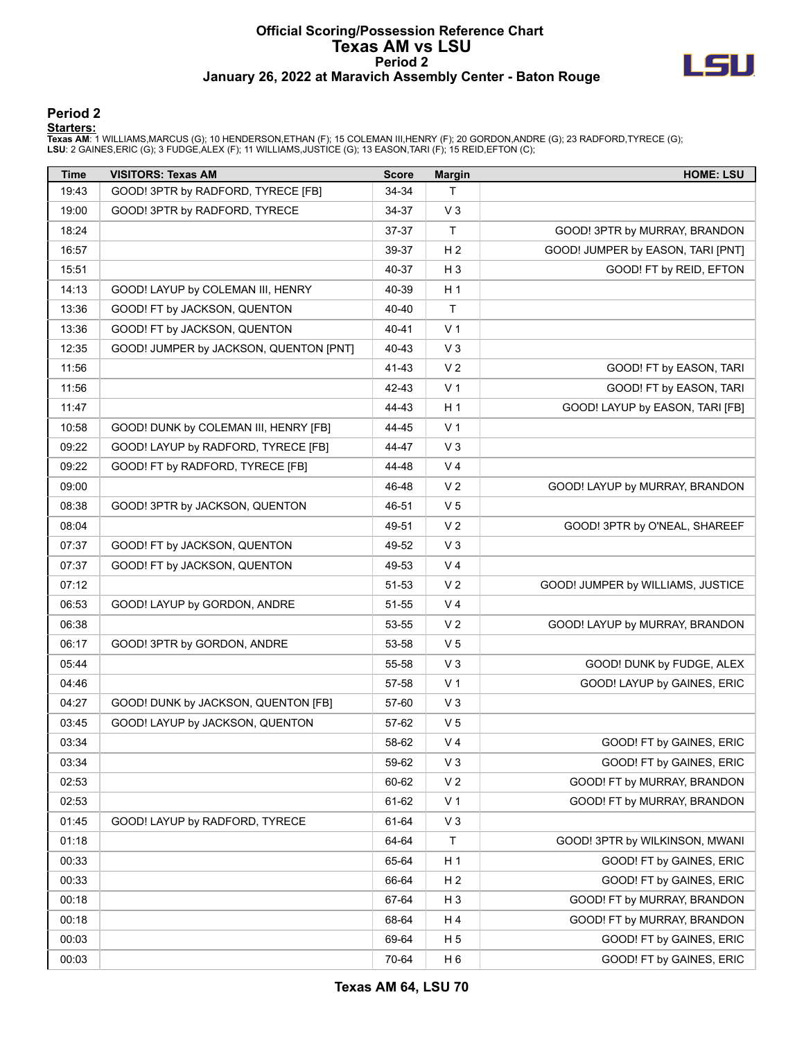# Official Scoring/Possession Reference Chart
# Texas AM vs LSU
## Period 2
### January 26, 2022 at Maravich Assembly Center - Baton Rouge

## Period 2

**Starters:**

**Texas AM**: 1 WILLIAMS,MARCUS (G); 10 HENDERSON,ETHAN (F); 15 COLEMAN III,HENRY (F); 20 GORDON,ANDRE (G); 23 RADFORD,TYRECE (G);
**LSU**: 2 GAINES,ERIC (G); 3 FUDGE,ALEX (F); 11 WILLIAMS,JUSTICE (G); 13 EASON,TARI (F); 15 REID,EFTON (C);

| Time | VISITORS: Texas AM | Score | Margin | HOME: LSU |
|---|---|---|---|---|
| 19:43 | GOOD! 3PTR by RADFORD, TYRECE [FB] | 34-34 | T | |
| 19:00 | GOOD! 3PTR by RADFORD, TYRECE | 34-37 | V 3 | |
| 18:24 | | 37-37 | T | GOOD! 3PTR by MURRAY, BRANDON |
| 16:57 | | 39-37 | H 2 | GOOD! JUMPER by EASON, TARI [PNT] |
| 15:51 | | 40-37 | H 3 | GOOD! FT by REID, EFTON |
| 14:13 | GOOD! LAYUP by COLEMAN III, HENRY | 40-39 | H 1 | |
| 13:36 | GOOD! FT by JACKSON, QUENTON | 40-40 | T | |
| 13:36 | GOOD! FT by JACKSON, QUENTON | 40-41 | V 1 | |
| 12:35 | GOOD! JUMPER by JACKSON, QUENTON [PNT] | 40-43 | V 3 | |
| 11:56 | | 41-43 | V 2 | GOOD! FT by EASON, TARI |
| 11:56 | | 42-43 | V 1 | GOOD! FT by EASON, TARI |
| 11:47 | | 44-43 | H 1 | GOOD! LAYUP by EASON, TARI [FB] |
| 10:58 | GOOD! DUNK by COLEMAN III, HENRY [FB] | 44-45 | V 1 | |
| 09:22 | GOOD! LAYUP by RADFORD, TYRECE [FB] | 44-47 | V 3 | |
| 09:22 | GOOD! FT by RADFORD, TYRECE [FB] | 44-48 | V 4 | |
| 09:00 | | 46-48 | V 2 | GOOD! LAYUP by MURRAY, BRANDON |
| 08:38 | GOOD! 3PTR by JACKSON, QUENTON | 46-51 | V 5 | |
| 08:04 | | 49-51 | V 2 | GOOD! 3PTR by O'NEAL, SHAREEF |
| 07:37 | GOOD! FT by JACKSON, QUENTON | 49-52 | V 3 | |
| 07:37 | GOOD! FT by JACKSON, QUENTON | 49-53 | V 4 | |
| 07:12 | | 51-53 | V 2 | GOOD! JUMPER by WILLIAMS, JUSTICE |
| 06:53 | GOOD! LAYUP by GORDON, ANDRE | 51-55 | V 4 | |
| 06:38 | | 53-55 | V 2 | GOOD! LAYUP by MURRAY, BRANDON |
| 06:17 | GOOD! 3PTR by GORDON, ANDRE | 53-58 | V 5 | |
| 05:44 | | 55-58 | V 3 | GOOD! DUNK by FUDGE, ALEX |
| 04:46 | | 57-58 | V 1 | GOOD! LAYUP by GAINES, ERIC |
| 04:27 | GOOD! DUNK by JACKSON, QUENTON [FB] | 57-60 | V 3 | |
| 03:45 | GOOD! LAYUP by JACKSON, QUENTON | 57-62 | V 5 | |
| 03:34 | | 58-62 | V 4 | GOOD! FT by GAINES, ERIC |
| 03:34 | | 59-62 | V 3 | GOOD! FT by GAINES, ERIC |
| 02:53 | | 60-62 | V 2 | GOOD! FT by MURRAY, BRANDON |
| 02:53 | | 61-62 | V 1 | GOOD! FT by MURRAY, BRANDON |
| 01:45 | GOOD! LAYUP by RADFORD, TYRECE | 61-64 | V 3 | |
| 01:18 | | 64-64 | T | GOOD! 3PTR by WILKINSON, MWANI |
| 00:33 | | 65-64 | H 1 | GOOD! FT by GAINES, ERIC |
| 00:33 | | 66-64 | H 2 | GOOD! FT by GAINES, ERIC |
| 00:18 | | 67-64 | H 3 | GOOD! FT by MURRAY, BRANDON |
| 00:18 | | 68-64 | H 4 | GOOD! FT by MURRAY, BRANDON |
| 00:03 | | 69-64 | H 5 | GOOD! FT by GAINES, ERIC |
| 00:03 | | 70-64 | H 6 | GOOD! FT by GAINES, ERIC |

**Texas AM 64, LSU 70**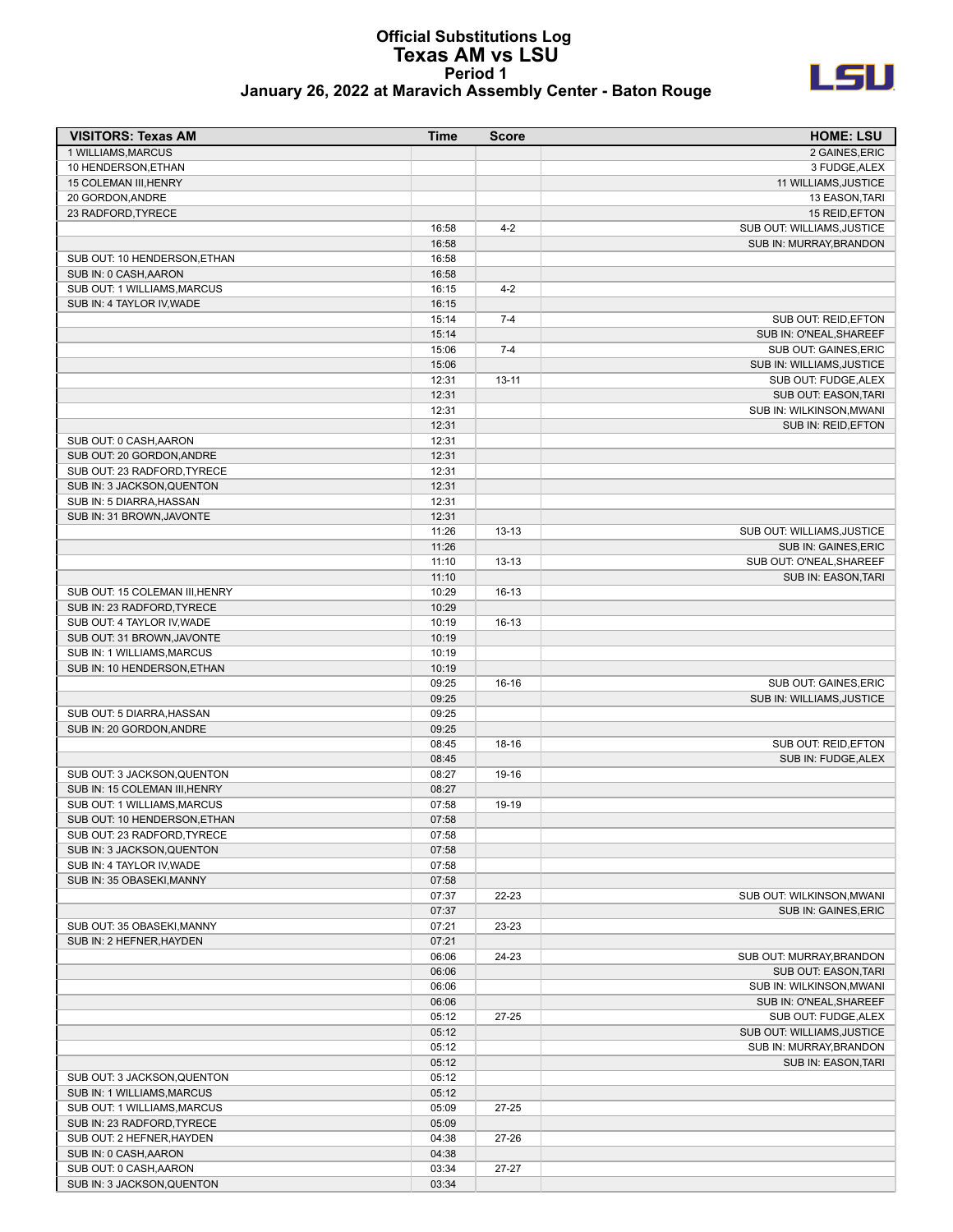# Official Substitutions Log
## Texas AM vs LSU
### Period 1
### January 26, 2022 at Maravich Assembly Center - Baton Rouge

| VISITORS: Texas AM | Time | Score | HOME: LSU |
|---|---|---|---|
| 1 WILLIAMS,MARCUS | | | 2 GAINES,ERIC |
| 10 HENDERSON,ETHAN | | | 3 FUDGE,ALEX |
| 15 COLEMAN III,HENRY | | | 11 WILLIAMS,JUSTICE |
| 20 GORDON,ANDRE | | | 13 EASON,TARI |
| 23 RADFORD,TYRECE | | | 15 REID,EFTON |
| | 16:58 | 4-2 | SUB OUT: WILLIAMS,JUSTICE |
| | 16:58 | | SUB IN: MURRAY,BRANDON |
| SUB OUT: 10 HENDERSON,ETHAN | 16:58 | | |
| SUB IN: 0 CASH,AARON | 16:58 | | |
| SUB OUT: 1 WILLIAMS,MARCUS | 16:15 | 4-2 | |
| SUB IN: 4 TAYLOR IV,WADE | 16:15 | | |
| | 15:14 | 7-4 | SUB OUT: REID,EFTON |
| | 15:14 | | SUB IN: O'NEAL,SHAREEF |
| | 15:06 | 7-4 | SUB OUT: GAINES,ERIC |
| | 15:06 | | SUB IN: WILLIAMS,JUSTICE |
| | 12:31 | 13-11 | SUB OUT: FUDGE,ALEX |
| | 12:31 | | SUB OUT: EASON,TARI |
| | 12:31 | | SUB IN: WILKINSON,MWANI |
| | 12:31 | | SUB IN: REID,EFTON |
| SUB OUT: 0 CASH,AARON | 12:31 | | |
| SUB OUT: 20 GORDON,ANDRE | 12:31 | | |
| SUB OUT: 23 RADFORD,TYRECE | 12:31 | | |
| SUB IN: 3 JACKSON,QUENTON | 12:31 | | |
| SUB IN: 5 DIARRA,HASSAN | 12:31 | | |
| SUB IN: 31 BROWN,JAVONTE | 12:31 | | |
| | 11:26 | 13-13 | SUB OUT: WILLIAMS,JUSTICE |
| | 11:26 | | SUB IN: GAINES,ERIC |
| | 11:10 | 13-13 | SUB OUT: O'NEAL,SHAREEF |
| | 11:10 | | SUB IN: EASON,TARI |
| SUB OUT: 15 COLEMAN III,HENRY | 10:29 | 16-13 | |
| SUB IN: 23 RADFORD,TYRECE | 10:29 | | |
| SUB OUT: 4 TAYLOR IV,WADE | 10:19 | 16-13 | |
| SUB OUT: 31 BROWN,JAVONTE | 10:19 | | |
| SUB IN: 1 WILLIAMS,MARCUS | 10:19 | | |
| SUB IN: 10 HENDERSON,ETHAN | 10:19 | | |
| | 09:25 | 16-16 | SUB OUT: GAINES,ERIC |
| | 09:25 | | SUB IN: WILLIAMS,JUSTICE |
| SUB OUT: 5 DIARRA,HASSAN | 09:25 | | |
| SUB IN: 20 GORDON,ANDRE | 09:25 | | |
| | 08:45 | 18-16 | SUB OUT: REID,EFTON |
| | 08:45 | | SUB IN: FUDGE,ALEX |
| SUB OUT: 3 JACKSON,QUENTON | 08:27 | 19-16 | |
| SUB IN: 15 COLEMAN III,HENRY | 08:27 | | |
| SUB OUT: 1 WILLIAMS,MARCUS | 07:58 | 19-19 | |
| SUB OUT: 10 HENDERSON,ETHAN | 07:58 | | |
| SUB OUT: 23 RADFORD,TYRECE | 07:58 | | |
| SUB IN: 3 JACKSON,QUENTON | 07:58 | | |
| SUB IN: 4 TAYLOR IV,WADE | 07:58 | | |
| SUB IN: 35 OBASEKI,MANNY | 07:58 | | |
| | 07:37 | 22-23 | SUB OUT: WILKINSON,MWANI |
| | 07:37 | | SUB IN: GAINES,ERIC |
| SUB OUT: 35 OBASEKI,MANNY | 07:21 | 23-23 | |
| SUB IN: 2 HEFNER,HAYDEN | 07:21 | | |
| | 06:06 | 24-23 | SUB OUT: MURRAY,BRANDON |
| | 06:06 | | SUB OUT: EASON,TARI |
| | 06:06 | | SUB IN: WILKINSON,MWANI |
| | 06:06 | | SUB IN: O'NEAL,SHAREEF |
| | 05:12 | 27-25 | SUB OUT: FUDGE,ALEX |
| | 05:12 | | SUB OUT: WILLIAMS,JUSTICE |
| | 05:12 | | SUB IN: MURRAY,BRANDON |
| | 05:12 | | SUB IN: EASON,TARI |
| SUB OUT: 3 JACKSON,QUENTON | 05:12 | | |
| SUB IN: 1 WILLIAMS,MARCUS | 05:12 | | |
| SUB OUT: 1 WILLIAMS,MARCUS | 05:09 | 27-25 | |
| SUB IN: 23 RADFORD,TYRECE | 05:09 | | |
| SUB OUT: 2 HEFNER,HAYDEN | 04:38 | 27-26 | |
| SUB IN: 0 CASH,AARON | 04:38 | | |
| SUB OUT: 0 CASH,AARON | 03:34 | 27-27 | |
| SUB IN: 3 JACKSON,QUENTON | 03:34 | | |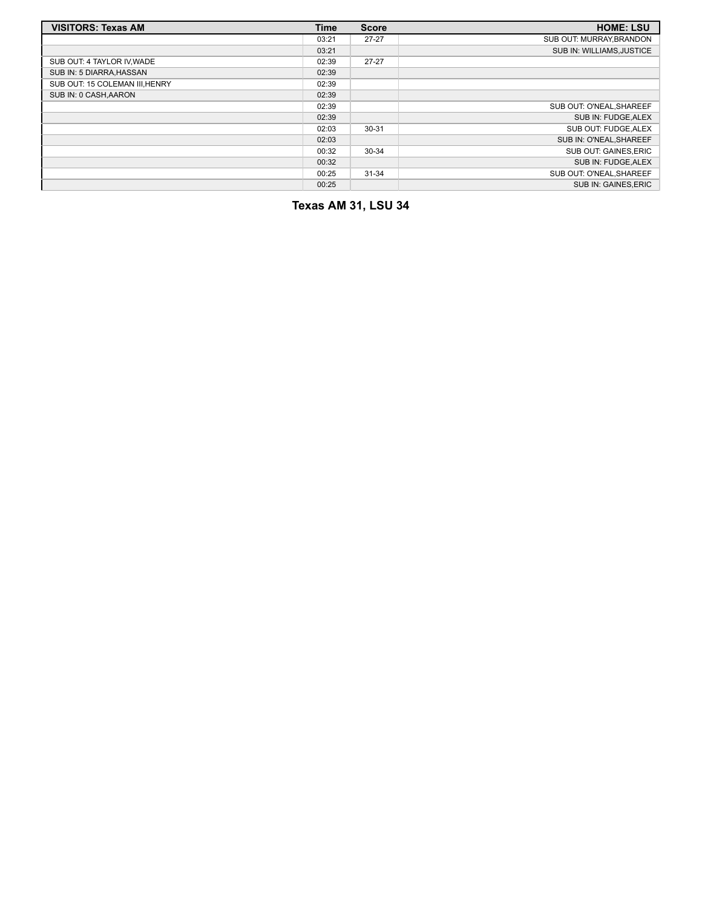| VISITORS: Texas AM | Time | Score | HOME: LSU |
|---|---|---|---|
| | 03:21 | 27-27 | SUB OUT: MURRAY,BRANDON |
| | 03:21 | | SUB IN: WILLIAMS,JUSTICE |
| SUB OUT: 4 TAYLOR IV,WADE | 02:39 | 27-27 | |
| SUB IN: 5 DIARRA,HASSAN | 02:39 | | |
| SUB OUT: 15 COLEMAN III,HENRY | 02:39 | | |
| SUB IN: 0 CASH,AARON | 02:39 | | |
| | 02:39 | | SUB OUT: O'NEAL,SHAREEF |
| | 02:39 | | SUB IN: FUDGE,ALEX |
| | 02:03 | 30-31 | SUB OUT: FUDGE,ALEX |
| | 02:03 | | SUB IN: O'NEAL,SHAREEF |
| | 00:32 | 30-34 | SUB OUT: GAINES,ERIC |
| | 00:32 | | SUB IN: FUDGE,ALEX |
| | 00:25 | 31-34 | SUB OUT: O'NEAL,SHAREEF |
| | 00:25 | | SUB IN: GAINES,ERIC |

**Texas AM 31, LSU 34**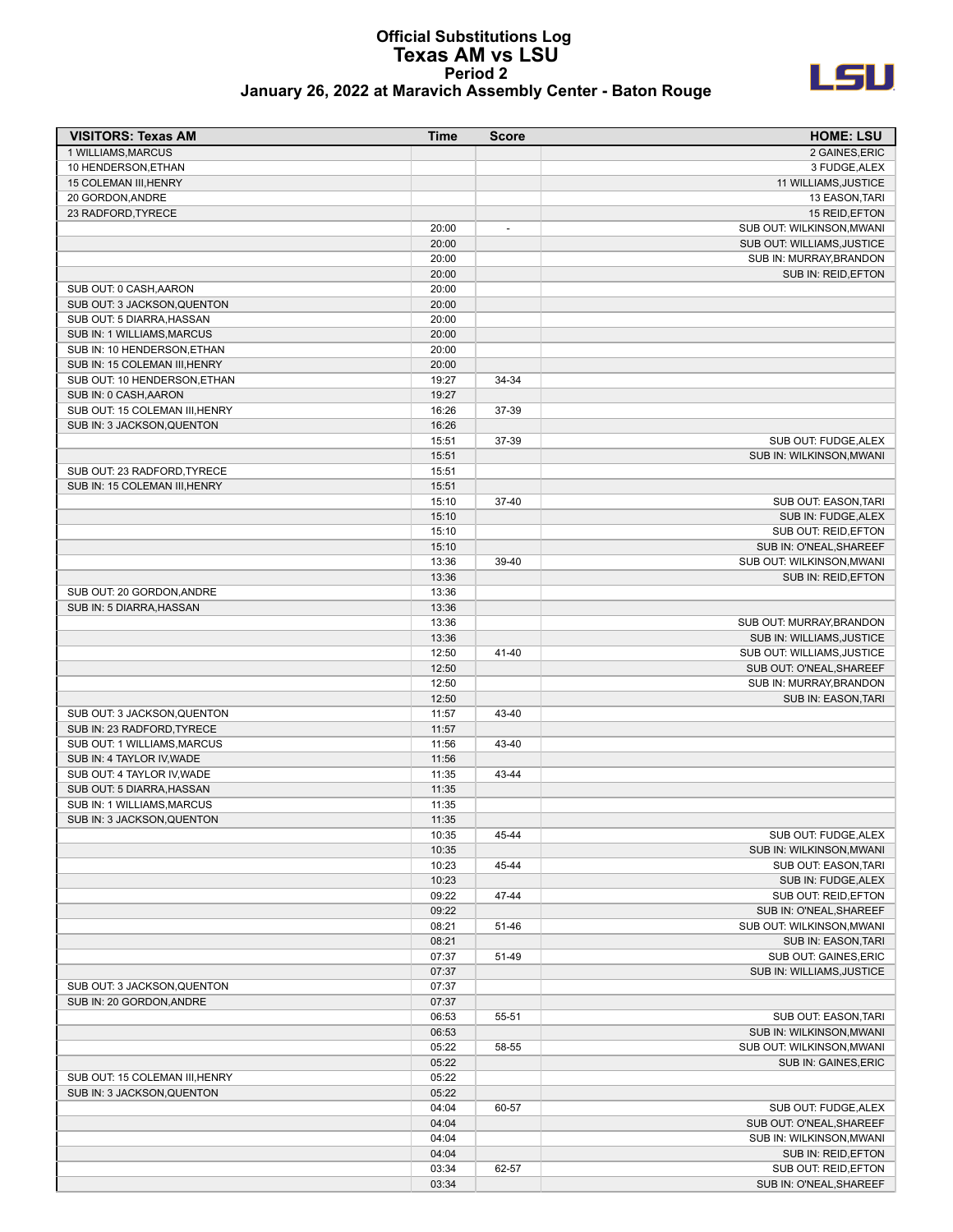# Official Substitutions Log
## Texas AM vs LSU
### Period 2
### January 26, 2022 at Maravich Assembly Center - Baton Rouge

| VISITORS: Texas AM | Time | Score | HOME: LSU |
|---|---|---|---|
| 1 WILLIAMS,MARCUS | | | 2 GAINES,ERIC |
| 10 HENDERSON,ETHAN | | | 3 FUDGE,ALEX |
| 15 COLEMAN III,HENRY | | | 11 WILLIAMS,JUSTICE |
| 20 GORDON,ANDRE | | | 13 EASON,TARI |
| 23 RADFORD,TYRECE | | | 15 REID,EFTON |
| | 20:00 | - | SUB OUT: WILKINSON,MWANI |
| | 20:00 | | SUB OUT: WILLIAMS,JUSTICE |
| | 20:00 | | SUB IN: MURRAY,BRANDON |
| | 20:00 | | SUB IN: REID,EFTON |
| SUB OUT: 0 CASH,AARON | 20:00 | | |
| SUB OUT: 3 JACKSON,QUENTON | 20:00 | | |
| SUB OUT: 5 DIARRA,HASSAN | 20:00 | | |
| SUB IN: 1 WILLIAMS,MARCUS | 20:00 | | |
| SUB IN: 10 HENDERSON,ETHAN | 20:00 | | |
| SUB IN: 15 COLEMAN III,HENRY | 20:00 | | |
| SUB OUT: 10 HENDERSON,ETHAN | 19:27 | 34-34 | |
| SUB IN: 0 CASH,AARON | 19:27 | | |
| SUB OUT: 15 COLEMAN III,HENRY | 16:26 | 37-39 | |
| SUB IN: 3 JACKSON,QUENTON | 16:26 | | |
| | 15:51 | 37-39 | SUB OUT: FUDGE,ALEX |
| | 15:51 | | SUB IN: WILKINSON,MWANI |
| SUB OUT: 23 RADFORD,TYRECE | 15:51 | | |
| SUB IN: 15 COLEMAN III,HENRY | 15:51 | | |
| | 15:10 | 37-40 | SUB OUT: EASON,TARI |
| | 15:10 | | SUB IN: FUDGE,ALEX |
| | 15:10 | | SUB OUT: REID,EFTON |
| | 15:10 | | SUB IN: O'NEAL,SHAREEF |
| | 13:36 | 39-40 | SUB OUT: WILKINSON,MWANI |
| | 13:36 | | SUB IN: REID,EFTON |
| SUB OUT: 20 GORDON,ANDRE | 13:36 | | |
| SUB IN: 5 DIARRA,HASSAN | 13:36 | | |
| | 13:36 | | SUB OUT: MURRAY,BRANDON |
| | 13:36 | | SUB IN: WILLIAMS,JUSTICE |
| | 12:50 | 41-40 | SUB OUT: WILLIAMS,JUSTICE |
| | 12:50 | | SUB OUT: O'NEAL,SHAREEF |
| | 12:50 | | SUB IN: MURRAY,BRANDON |
| | 12:50 | | SUB IN: EASON,TARI |
| SUB OUT: 3 JACKSON,QUENTON | 11:57 | 43-40 | |
| SUB IN: 23 RADFORD,TYRECE | 11:57 | | |
| SUB OUT: 1 WILLIAMS,MARCUS | 11:56 | 43-40 | |
| SUB IN: 4 TAYLOR IV,WADE | 11:56 | | |
| SUB OUT: 4 TAYLOR IV,WADE | 11:35 | 43-44 | |
| SUB OUT: 5 DIARRA,HASSAN | 11:35 | | |
| SUB IN: 1 WILLIAMS,MARCUS | 11:35 | | |
| SUB IN: 3 JACKSON,QUENTON | 11:35 | | |
| | 10:35 | 45-44 | SUB OUT: FUDGE,ALEX |
| | 10:35 | | SUB IN: WILKINSON,MWANI |
| | 10:23 | 45-44 | SUB OUT: EASON,TARI |
| | 10:23 | | SUB IN: FUDGE,ALEX |
| | 09:22 | 47-44 | SUB OUT: REID,EFTON |
| | 09:22 | | SUB IN: O'NEAL,SHAREEF |
| | 08:21 | 51-46 | SUB OUT: WILKINSON,MWANI |
| | 08:21 | | SUB IN: EASON,TARI |
| | 07:37 | 51-49 | SUB OUT: GAINES,ERIC |
| | 07:37 | | SUB IN: WILLIAMS,JUSTICE |
| SUB OUT: 3 JACKSON,QUENTON | 07:37 | | |
| SUB IN: 20 GORDON,ANDRE | 07:37 | | |
| | 06:53 | 55-51 | SUB OUT: EASON,TARI |
| | 06:53 | | SUB IN: WILKINSON,MWANI |
| | 05:22 | 58-55 | SUB OUT: WILKINSON,MWANI |
| | 05:22 | | SUB IN: GAINES,ERIC |
| SUB OUT: 15 COLEMAN III,HENRY | 05:22 | | |
| SUB IN: 3 JACKSON,QUENTON | 05:22 | | |
| | 04:04 | 60-57 | SUB OUT: FUDGE,ALEX |
| | 04:04 | | SUB OUT: O'NEAL,SHAREEF |
| | 04:04 | | SUB IN: WILKINSON,MWANI |
| | 04:04 | | SUB IN: REID,EFTON |
| | 03:34 | 62-57 | SUB OUT: REID,EFTON |
| | 03:34 | | SUB IN: O'NEAL,SHAREEF |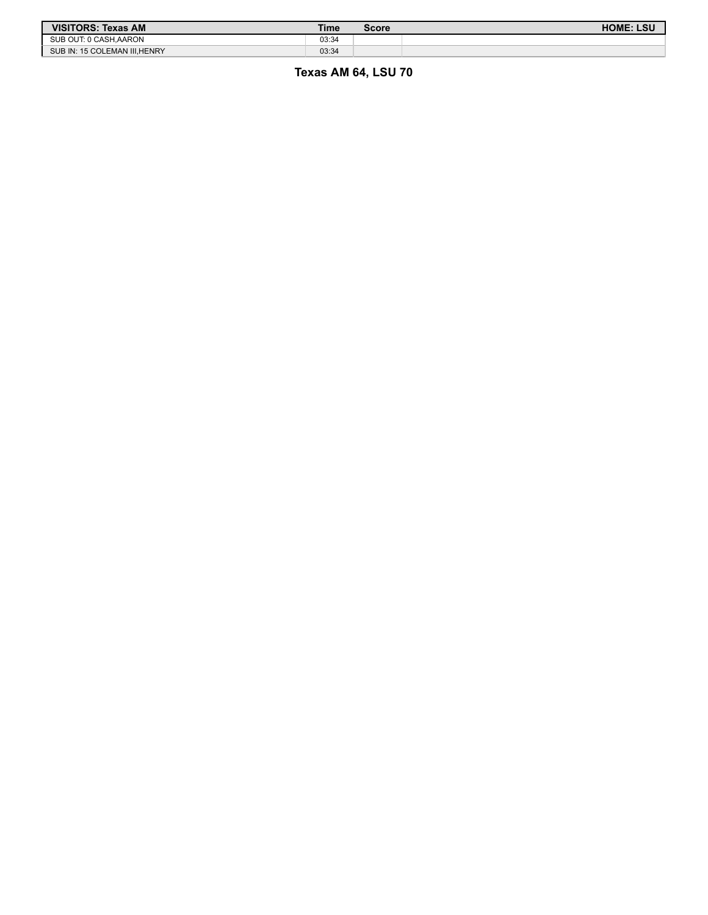| VISITORS: Texas AM | Time | Score | HOME: LSU |
|---|---|---|---|
| SUB OUT: 0 CASH,AARON | 03:34 | | |
| SUB IN: 15 COLEMAN III,HENRY | 03:34 | | |

**Texas AM 64, LSU 70**